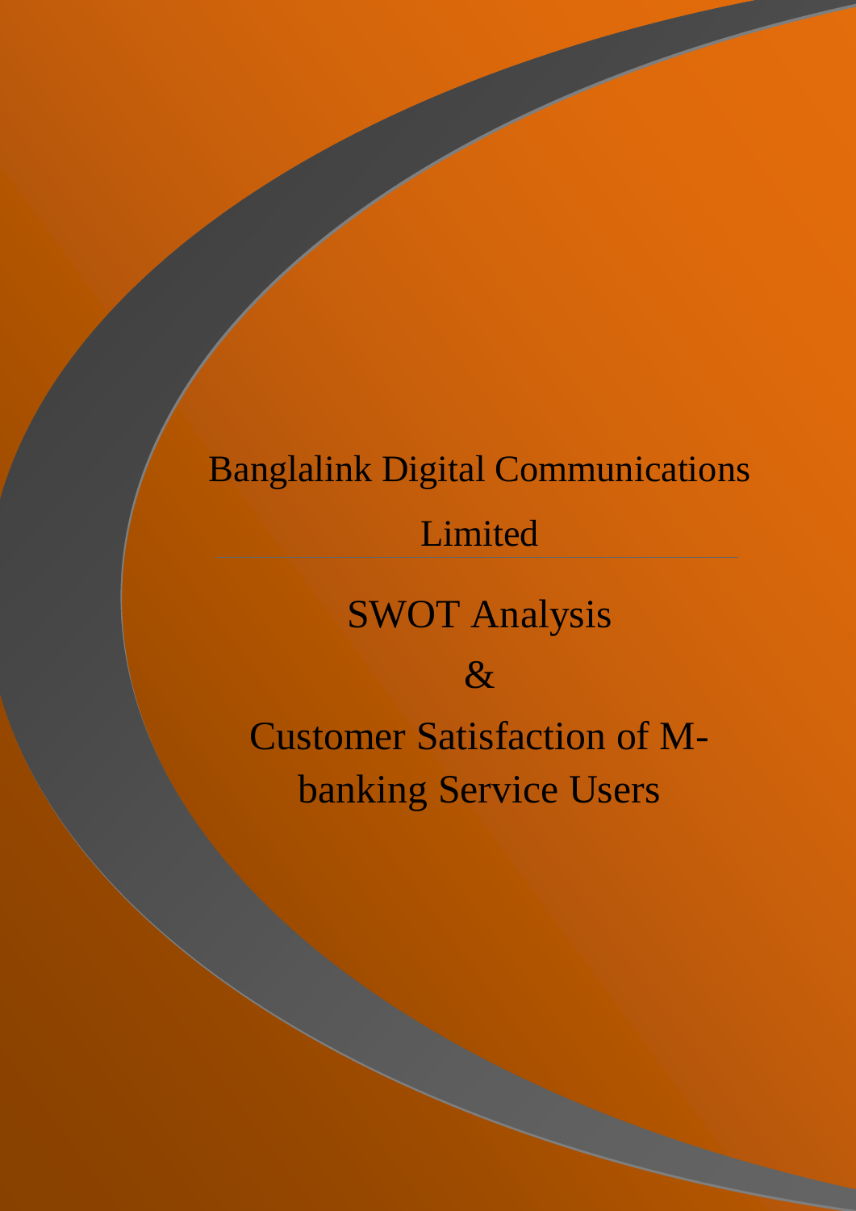# Banglalink Digital Communications Limited

## SWOT Analysis

## &

## Customer Satisfaction of M-banking Service Users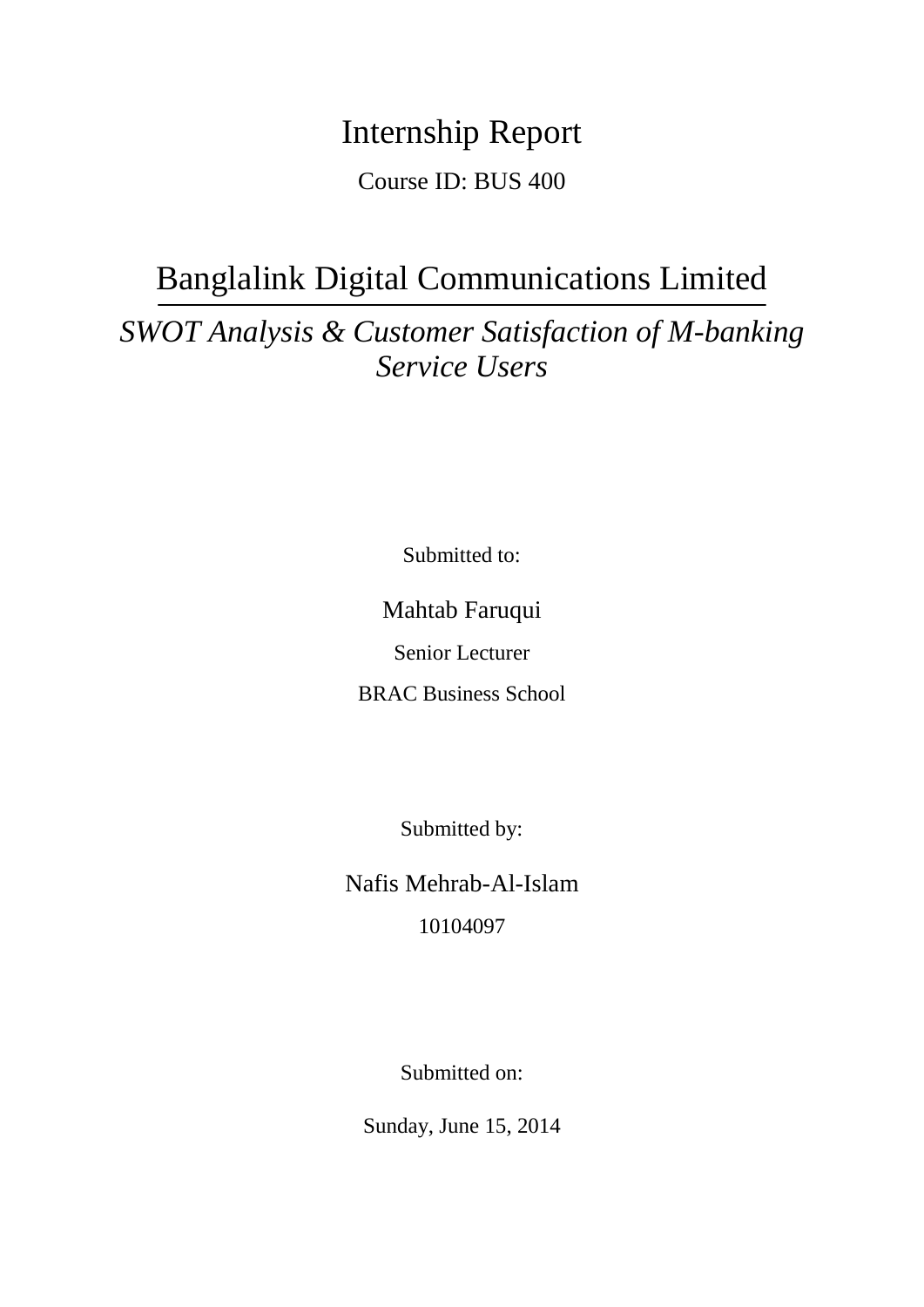# Internship Report

Course ID: BUS 400

## Banglalink Digital Communications Limited

*SWOT Analysis & Customer Satisfaction of M-banking Service Users*

Submitted to:

Mahtab Faruqui

Senior Lecturer

BRAC Business School

Submitted by:

Nafis Mehrab-Al-Islam

10104097

Submitted on:

Sunday, June 15, 2014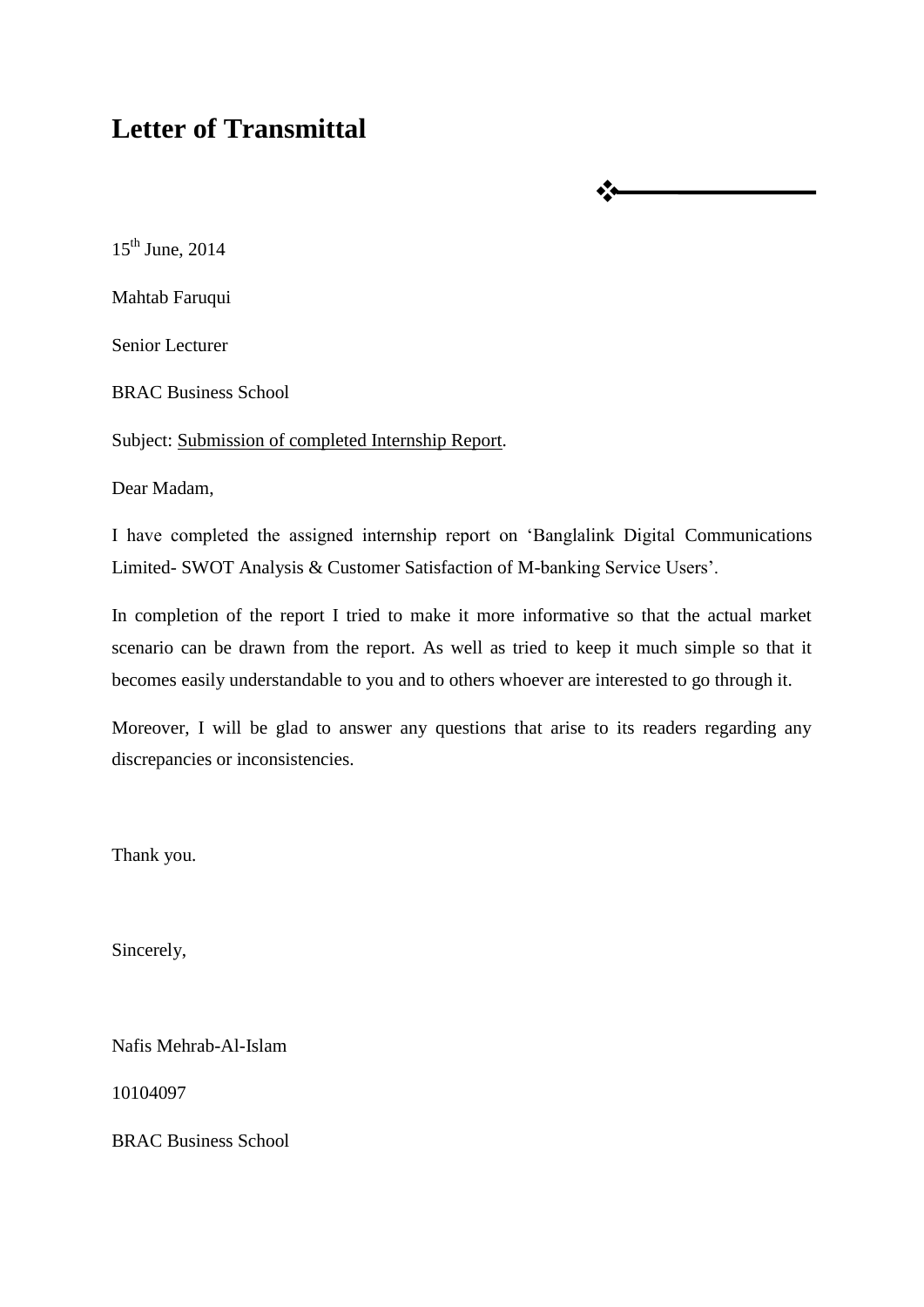# Letter of Transmittal

15th June, 2014

Mahtab Faruqui

Senior Lecturer

BRAC Business School

Subject: Submission of completed Internship Report.

Dear Madam,

I have completed the assigned internship report on 'Banglalink Digital Communications Limited- SWOT Analysis & Customer Satisfaction of M-banking Service Users'.

In completion of the report I tried to make it more informative so that the actual market scenario can be drawn from the report. As well as tried to keep it much simple so that it becomes easily understandable to you and to others whoever are interested to go through it.

Moreover, I will be glad to answer any questions that arise to its readers regarding any discrepancies or inconsistencies.

Thank you.

Sincerely,

Nafis Mehrab-Al-Islam

10104097

BRAC Business School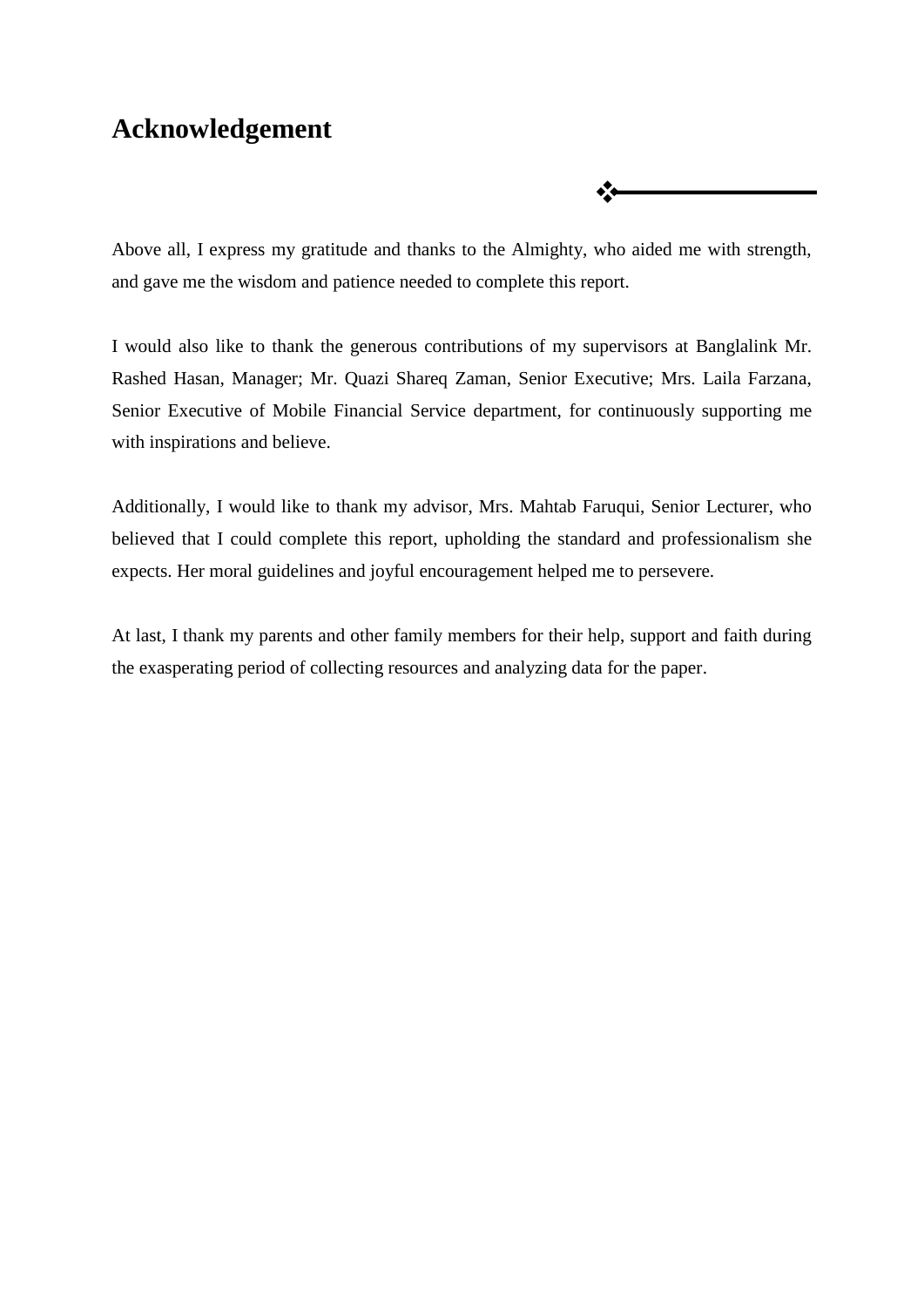# Acknowledgement

Above all, I express my gratitude and thanks to the Almighty, who aided me with strength, and gave me the wisdom and patience needed to complete this report.

I would also like to thank the generous contributions of my supervisors at Banglalink Mr. Rashed Hasan, Manager; Mr. Quazi Shareq Zaman, Senior Executive; Mrs. Laila Farzana, Senior Executive of Mobile Financial Service department, for continuously supporting me with inspirations and believe.

Additionally, I would like to thank my advisor, Mrs. Mahtab Faruqui, Senior Lecturer, who believed that I could complete this report, upholding the standard and professionalism she expects. Her moral guidelines and joyful encouragement helped me to persevere.

At last, I thank my parents and other family members for their help, support and faith during the exasperating period of collecting resources and analyzing data for the paper.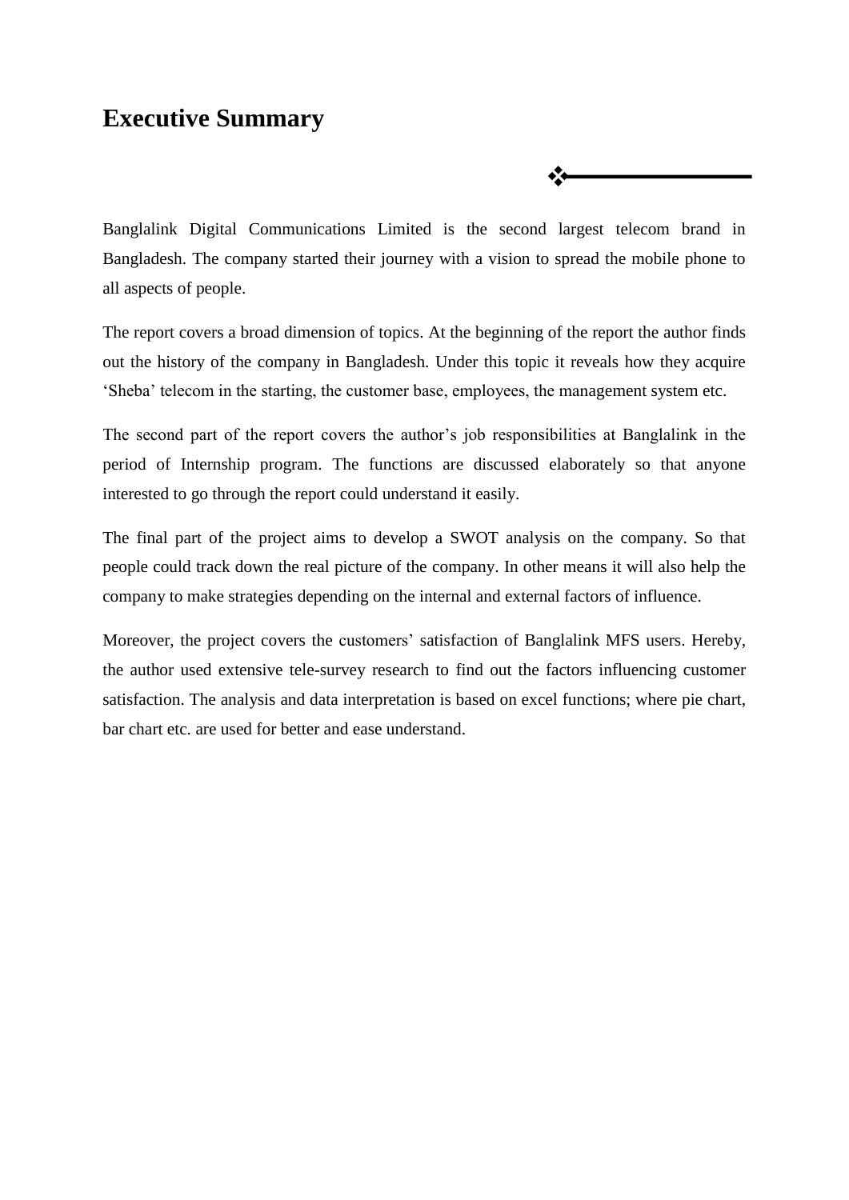# Executive Summary

Banglalink Digital Communications Limited is the second largest telecom brand in Bangladesh. The company started their journey with a vision to spread the mobile phone to all aspects of people.

The report covers a broad dimension of topics. At the beginning of the report the author finds out the history of the company in Bangladesh. Under this topic it reveals how they acquire 'Sheba' telecom in the starting, the customer base, employees, the management system etc.

The second part of the report covers the author's job responsibilities at Banglalink in the period of Internship program. The functions are discussed elaborately so that anyone interested to go through the report could understand it easily.

The final part of the project aims to develop a SWOT analysis on the company. So that people could track down the real picture of the company. In other means it will also help the company to make strategies depending on the internal and external factors of influence.

Moreover, the project covers the customers' satisfaction of Banglalink MFS users. Hereby, the author used extensive tele-survey research to find out the factors influencing customer satisfaction. The analysis and data interpretation is based on excel functions; where pie chart, bar chart etc. are used for better and ease understand.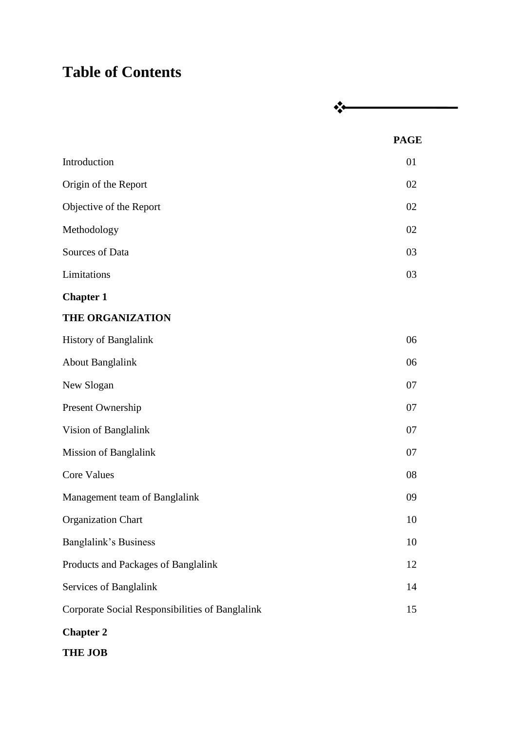# Table of Contents

| | PAGE |
|---|---|
| Introduction | 01 |
| Origin of the Report | 02 |
| Objective of the Report | 02 |
| Methodology | 02 |
| Sources of Data | 03 |
| Limitations | 03 |
| **Chapter 1** | |
| **THE ORGANIZATION** | |
| History of Banglalink | 06 |
| About Banglalink | 06 |
| New Slogan | 07 |
| Present Ownership | 07 |
| Vision of Banglalink | 07 |
| Mission of Banglalink | 07 |
| Core Values | 08 |
| Management team of Banglalink | 09 |
| Organization Chart | 10 |
| Banglalink's Business | 10 |
| Products and Packages of Banglalink | 12 |
| Services of Banglalink | 14 |
| Corporate Social Responsibilities of Banglalink | 15 |
| **Chapter 2** | |
| **THE JOB** | |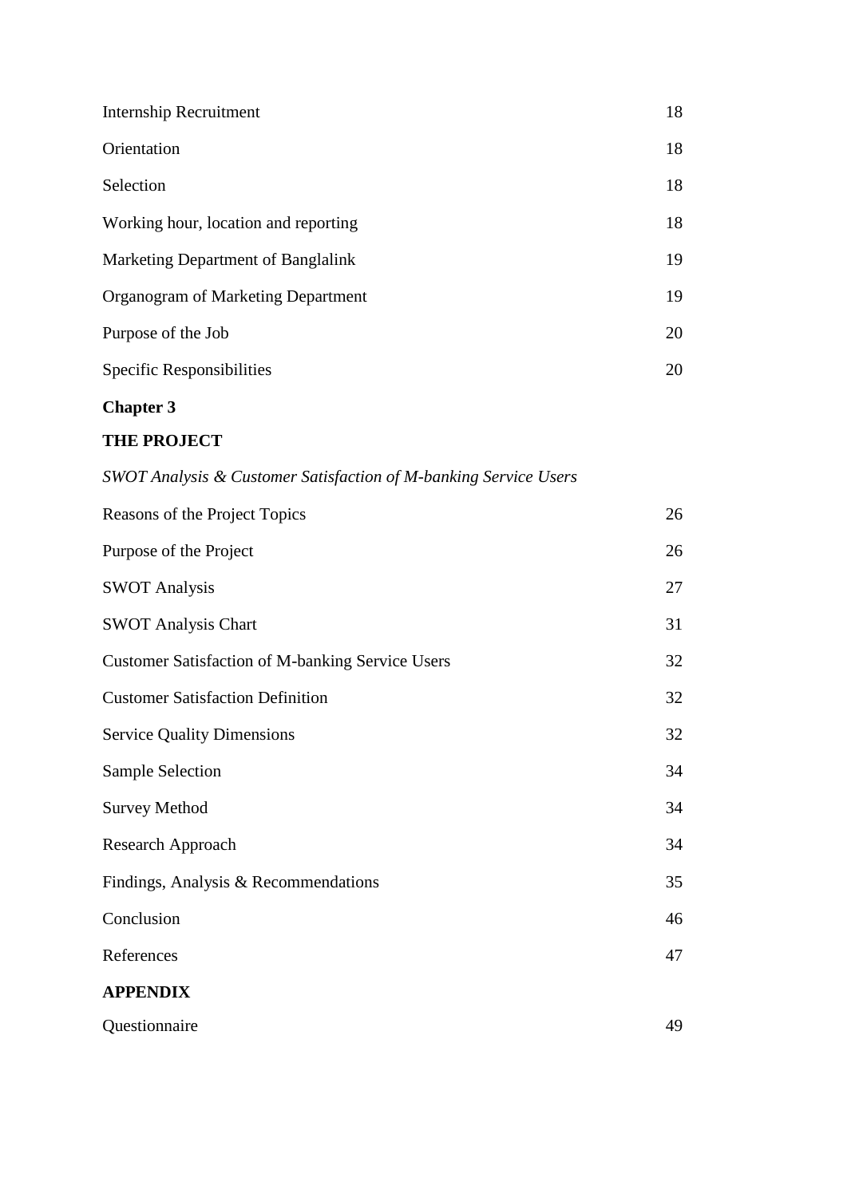| | |
|---|---|
| Internship Recruitment | 18 |
| Orientation | 18 |
| Selection | 18 |
| Working hour, location and reporting | 18 |
| Marketing Department of Banglalink | 19 |
| Organogram of Marketing Department | 19 |
| Purpose of the Job | 20 |
| Specific Responsibilities | 20 |

**Chapter 3**

**THE PROJECT**

*SWOT Analysis & Customer Satisfaction of M-banking Service Users*

| | |
|---|---|
| Reasons of the Project Topics | 26 |
| Purpose of the Project | 26 |
| SWOT Analysis | 27 |
| SWOT Analysis Chart | 31 |
| Customer Satisfaction of M-banking Service Users | 32 |
| Customer Satisfaction Definition | 32 |
| Service Quality Dimensions | 32 |
| Sample Selection | 34 |
| Survey Method | 34 |
| Research Approach | 34 |
| Findings, Analysis & Recommendations | 35 |
| Conclusion | 46 |
| References | 47 |

**APPENDIX**

| | |
|---|---|
| Questionnaire | 49 |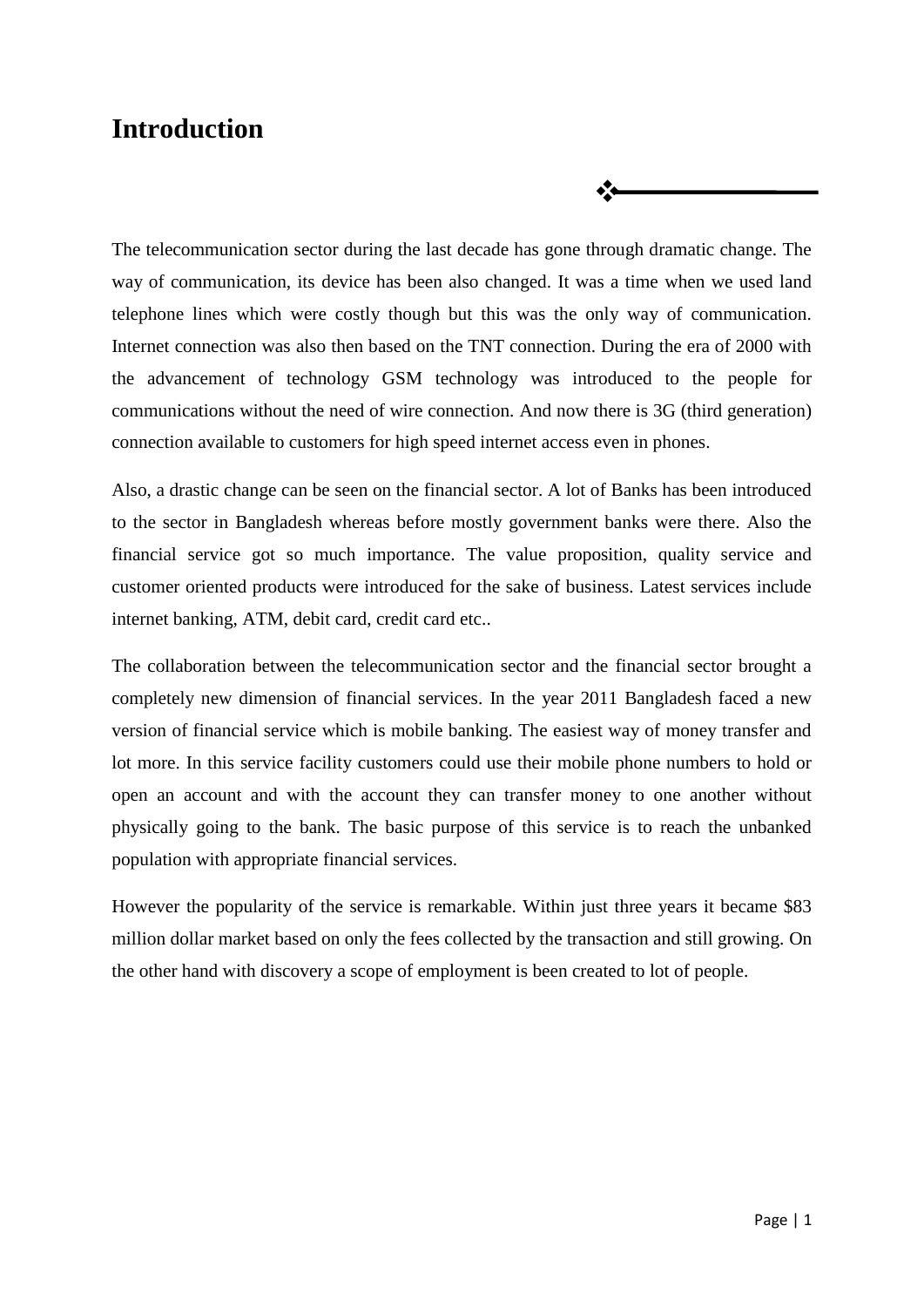# Introduction

The telecommunication sector during the last decade has gone through dramatic change. The way of communication, its device has been also changed. It was a time when we used land telephone lines which were costly though but this was the only way of communication. Internet connection was also then based on the TNT connection. During the era of 2000 with the advancement of technology GSM technology was introduced to the people for communications without the need of wire connection. And now there is 3G (third generation) connection available to customers for high speed internet access even in phones.

Also, a drastic change can be seen on the financial sector. A lot of Banks has been introduced to the sector in Bangladesh whereas before mostly government banks were there. Also the financial service got so much importance. The value proposition, quality service and customer oriented products were introduced for the sake of business. Latest services include internet banking, ATM, debit card, credit card etc..

The collaboration between the telecommunication sector and the financial sector brought a completely new dimension of financial services. In the year 2011 Bangladesh faced a new version of financial service which is mobile banking. The easiest way of money transfer and lot more. In this service facility customers could use their mobile phone numbers to hold or open an account and with the account they can transfer money to one another without physically going to the bank. The basic purpose of this service is to reach the unbanked population with appropriate financial services.

However the popularity of the service is remarkable. Within just three years it became $83 million dollar market based on only the fees collected by the transaction and still growing. On the other hand with discovery a scope of employment is been created to lot of people.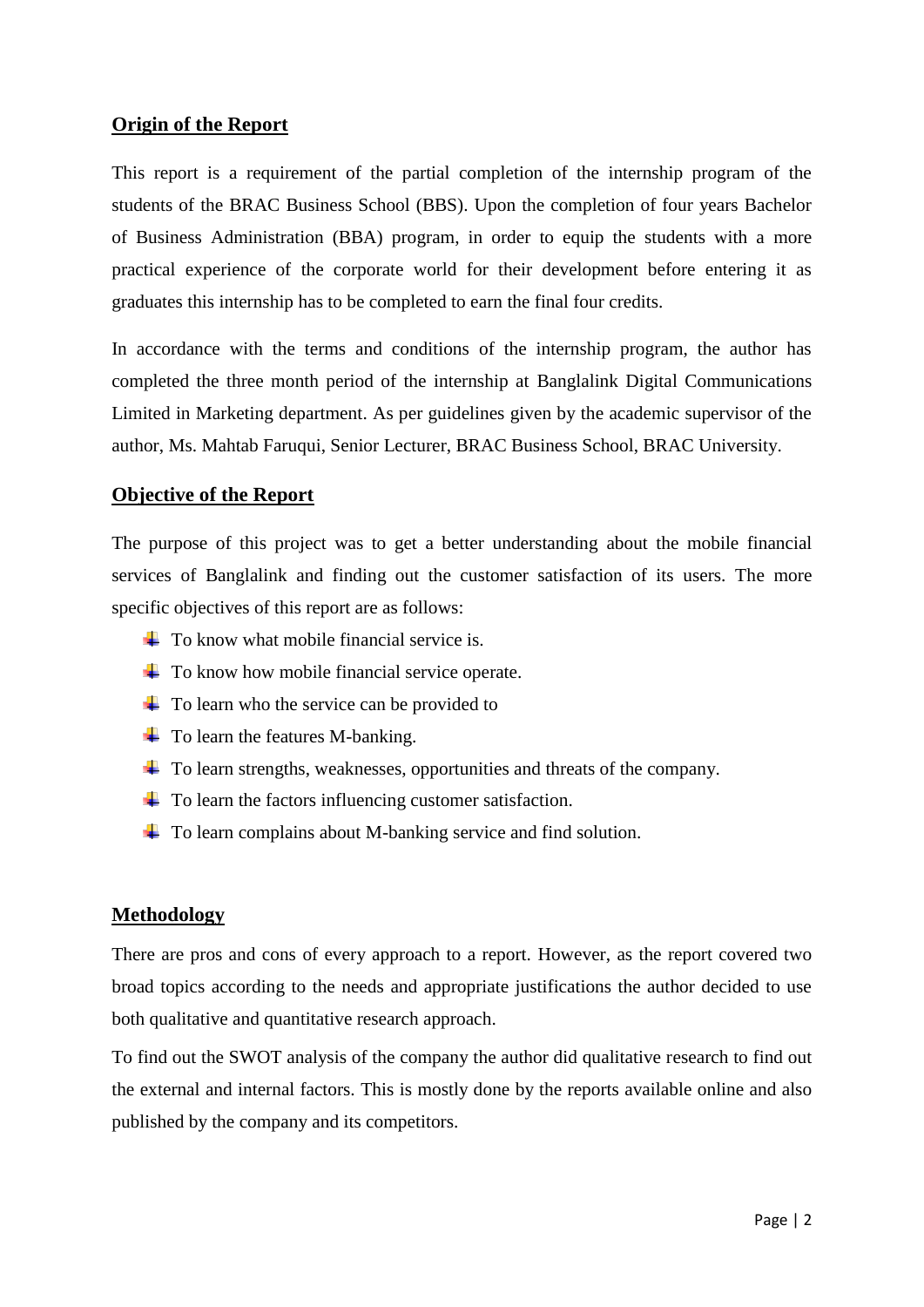## Origin of the Report

This report is a requirement of the partial completion of the internship program of the students of the BRAC Business School (BBS). Upon the completion of four years Bachelor of Business Administration (BBA) program, in order to equip the students with a more practical experience of the corporate world for their development before entering it as graduates this internship has to be completed to earn the final four credits.

In accordance with the terms and conditions of the internship program, the author has completed the three month period of the internship at Banglalink Digital Communications Limited in Marketing department. As per guidelines given by the academic supervisor of the author, Ms. Mahtab Faruqui, Senior Lecturer, BRAC Business School, BRAC University.

## Objective of the Report

The purpose of this project was to get a better understanding about the mobile financial services of Banglalink and finding out the customer satisfaction of its users. The more specific objectives of this report are as follows:

- To know what mobile financial service is.
- To know how mobile financial service operate.
- To learn who the service can be provided to
- To learn the features M-banking.
- To learn strengths, weaknesses, opportunities and threats of the company.
- To learn the factors influencing customer satisfaction.
- To learn complains about M-banking service and find solution.

## Methodology

There are pros and cons of every approach to a report. However, as the report covered two broad topics according to the needs and appropriate justifications the author decided to use both qualitative and quantitative research approach.

To find out the SWOT analysis of the company the author did qualitative research to find out the external and internal factors. This is mostly done by the reports available online and also published by the company and its competitors.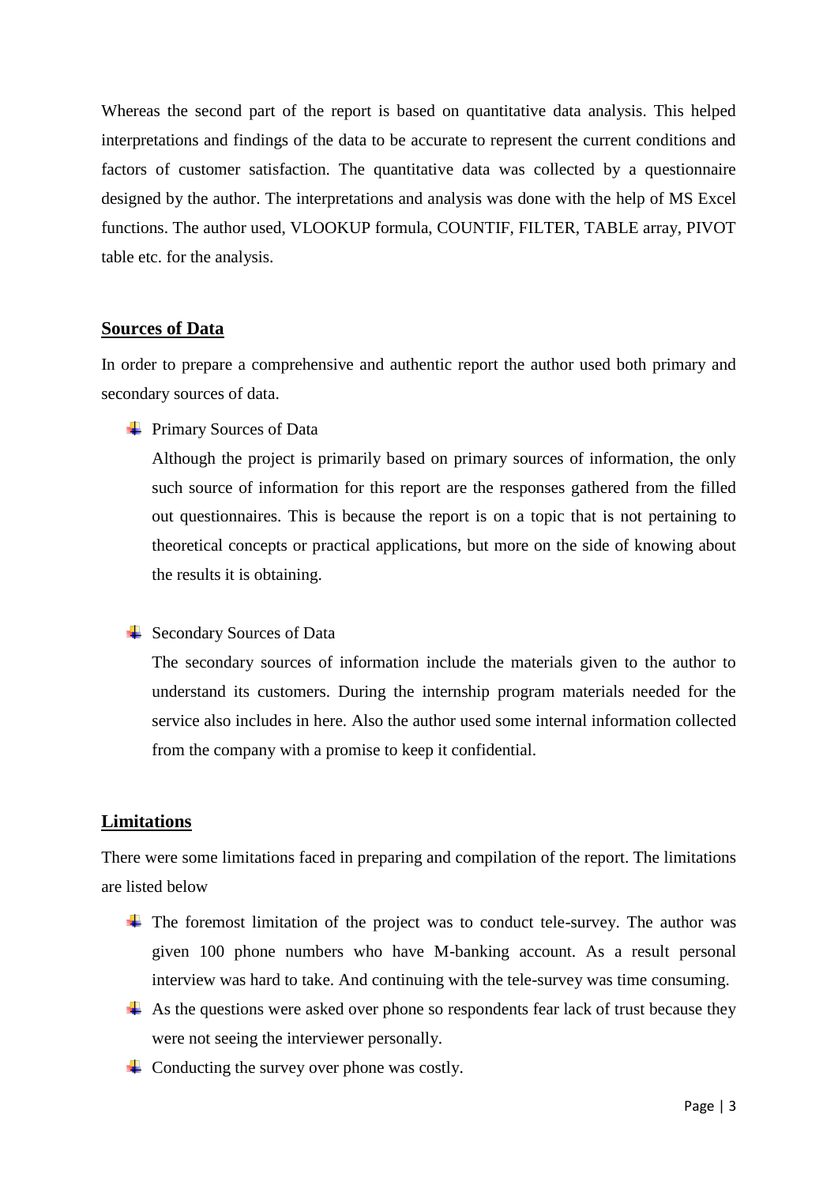Whereas the second part of the report is based on quantitative data analysis. This helped interpretations and findings of the data to be accurate to represent the current conditions and factors of customer satisfaction. The quantitative data was collected by a questionnaire designed by the author. The interpretations and analysis was done with the help of MS Excel functions. The author used, VLOOKUP formula, COUNTIF, FILTER, TABLE array, PIVOT table etc. for the analysis.

## Sources of Data

In order to prepare a comprehensive and authentic report the author used both primary and secondary sources of data.

- Primary Sources of Data

  Although the project is primarily based on primary sources of information, the only such source of information for this report are the responses gathered from the filled out questionnaires. This is because the report is on a topic that is not pertaining to theoretical concepts or practical applications, but more on the side of knowing about the results it is obtaining.

- Secondary Sources of Data

  The secondary sources of information include the materials given to the author to understand its customers. During the internship program materials needed for the service also includes in here. Also the author used some internal information collected from the company with a promise to keep it confidential.

## Limitations

There were some limitations faced in preparing and compilation of the report. The limitations are listed below

- The foremost limitation of the project was to conduct tele-survey. The author was given 100 phone numbers who have M-banking account. As a result personal interview was hard to take. And continuing with the tele-survey was time consuming.
- As the questions were asked over phone so respondents fear lack of trust because they were not seeing the interviewer personally.
- Conducting the survey over phone was costly.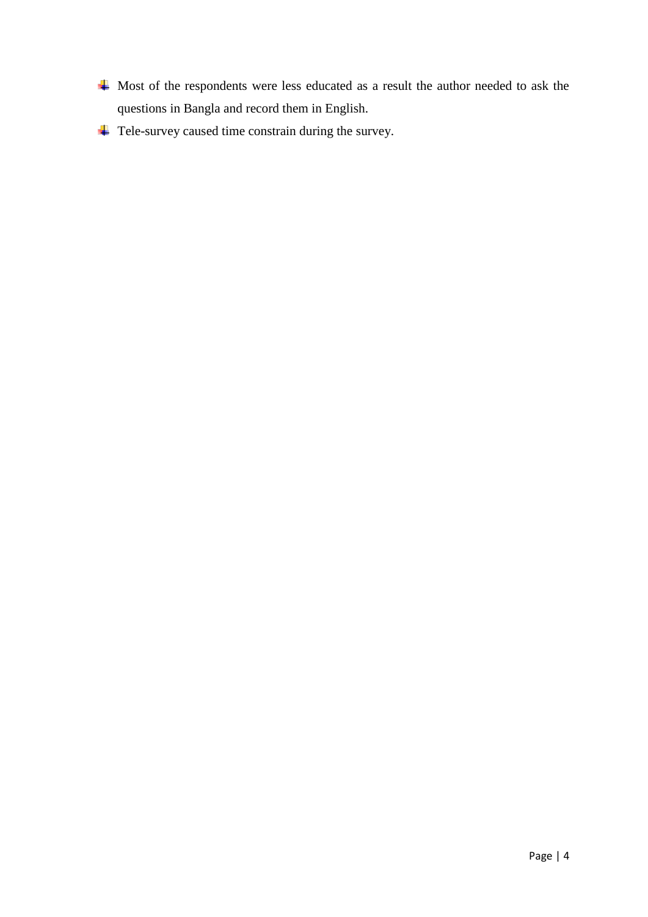- Most of the respondents were less educated as a result the author needed to ask the questions in Bangla and record them in English.
- Tele-survey caused time constrain during the survey.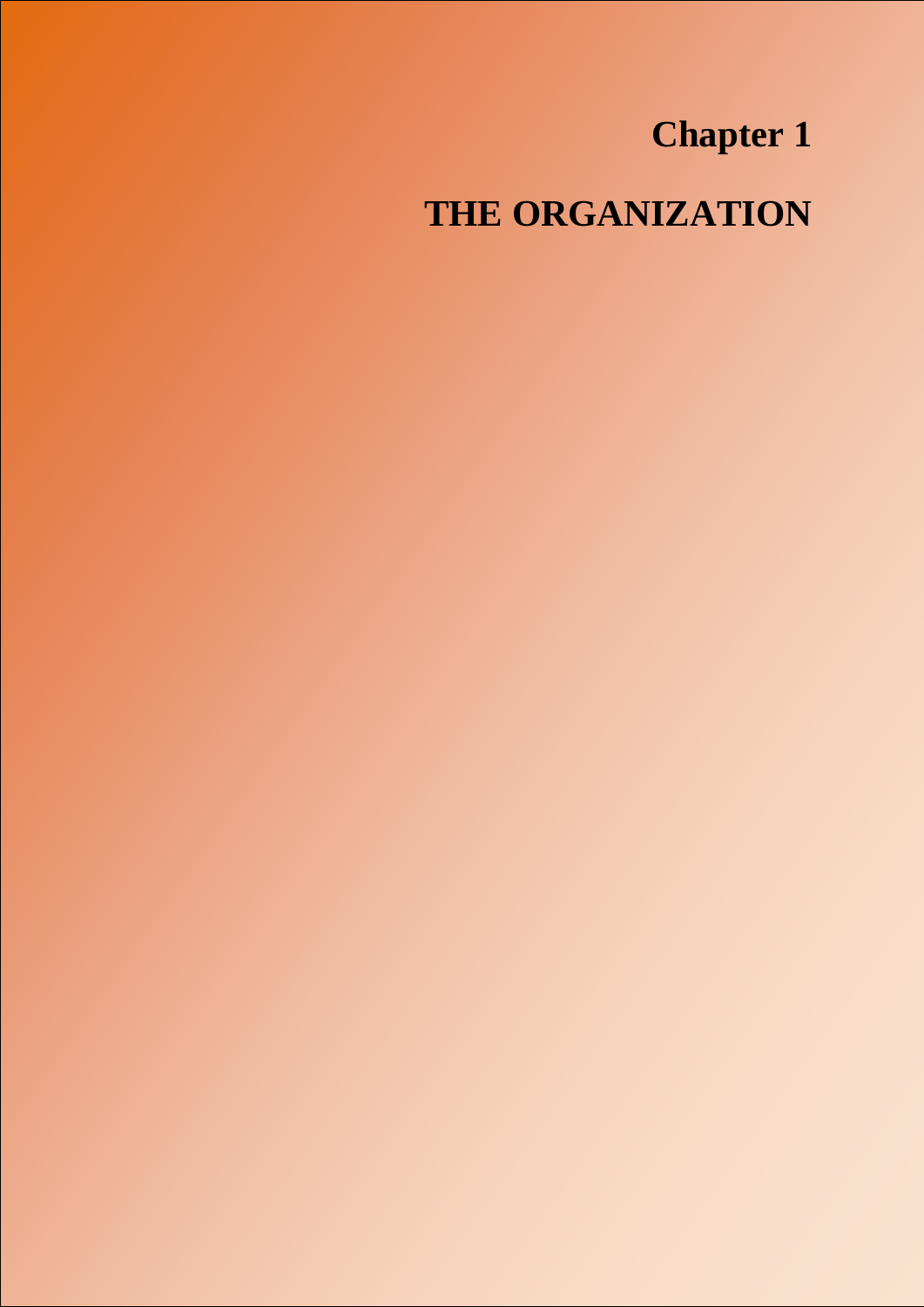# Chapter 1

# THE ORGANIZATION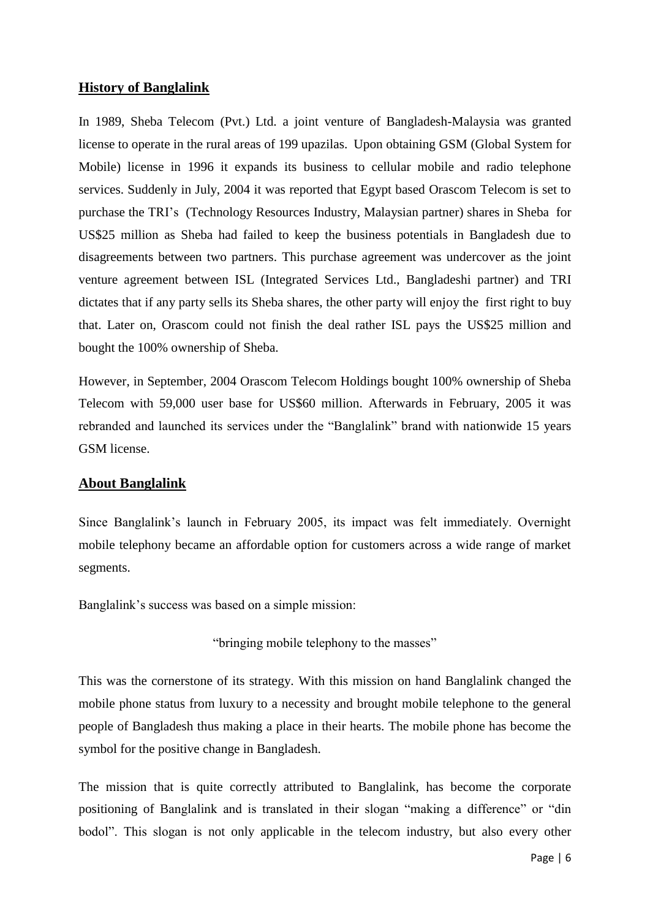## History of Banglalink

In 1989, Sheba Telecom (Pvt.) Ltd. a joint venture of Bangladesh-Malaysia was granted license to operate in the rural areas of 199 upazilas. Upon obtaining GSM (Global System for Mobile) license in 1996 it expands its business to cellular mobile and radio telephone services. Suddenly in July, 2004 it was reported that Egypt based Orascom Telecom is set to purchase the TRI's (Technology Resources Industry, Malaysian partner) shares in Sheba for US$25 million as Sheba had failed to keep the business potentials in Bangladesh due to disagreements between two partners. This purchase agreement was undercover as the joint venture agreement between ISL (Integrated Services Ltd., Bangladeshi partner) and TRI dictates that if any party sells its Sheba shares, the other party will enjoy the first right to buy that. Later on, Orascom could not finish the deal rather ISL pays the US$25 million and bought the 100% ownership of Sheba.

However, in September, 2004 Orascom Telecom Holdings bought 100% ownership of Sheba Telecom with 59,000 user base for US$60 million. Afterwards in February, 2005 it was rebranded and launched its services under the "Banglalink" brand with nationwide 15 years GSM license.

## About Banglalink

Since Banglalink's launch in February 2005, its impact was felt immediately. Overnight mobile telephony became an affordable option for customers across a wide range of market segments.

Banglalink's success was based on a simple mission:

"bringing mobile telephony to the masses"

This was the cornerstone of its strategy. With this mission on hand Banglalink changed the mobile phone status from luxury to a necessity and brought mobile telephone to the general people of Bangladesh thus making a place in their hearts. The mobile phone has become the symbol for the positive change in Bangladesh.

The mission that is quite correctly attributed to Banglalink, has become the corporate positioning of Banglalink and is translated in their slogan "making a difference" or "din bodol". This slogan is not only applicable in the telecom industry, but also every other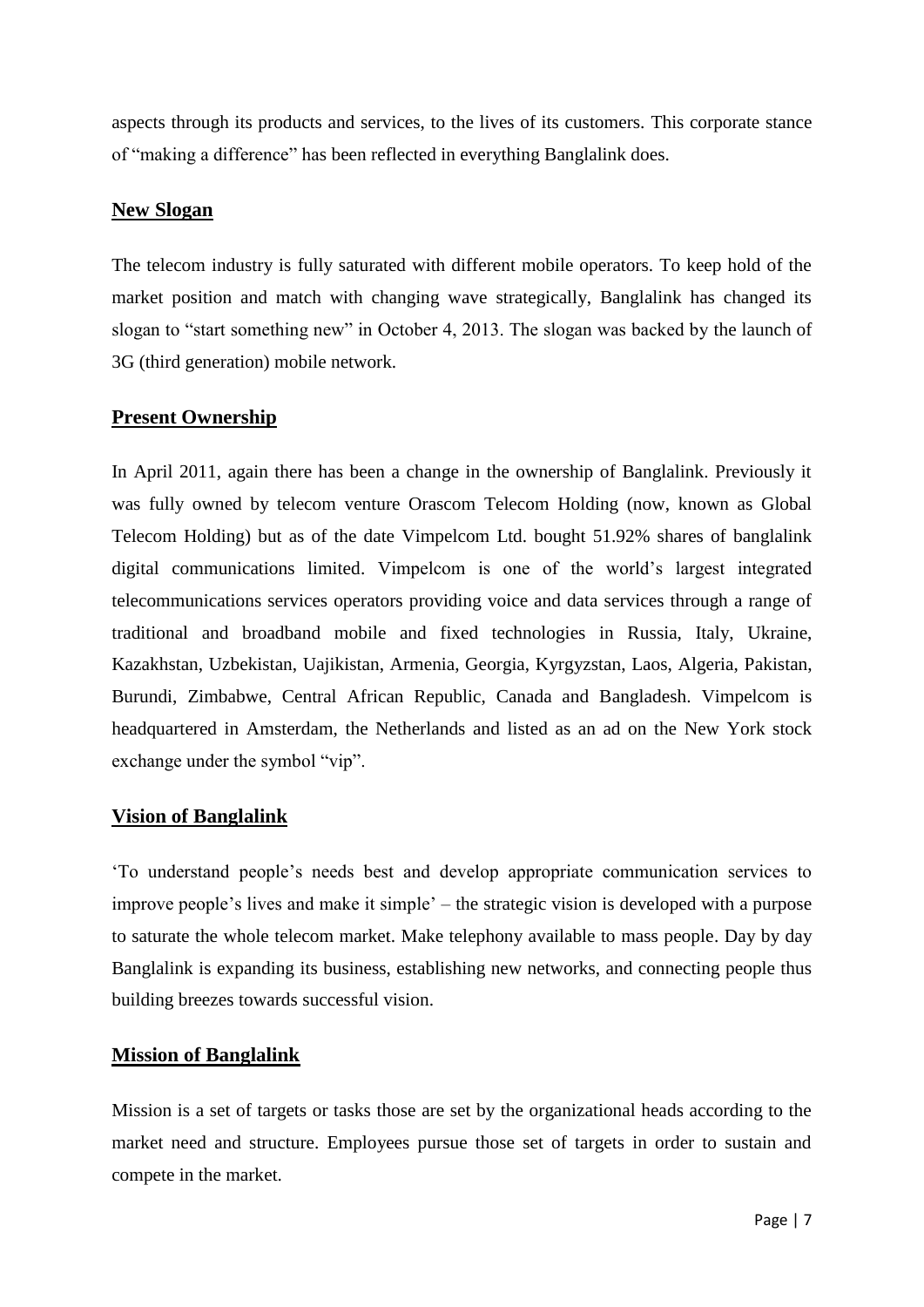aspects through its products and services, to the lives of its customers. This corporate stance of "making a difference" has been reflected in everything Banglalink does.

## New Slogan

The telecom industry is fully saturated with different mobile operators. To keep hold of the market position and match with changing wave strategically, Banglalink has changed its slogan to "start something new" in October 4, 2013. The slogan was backed by the launch of 3G (third generation) mobile network.

## Present Ownership

In April 2011, again there has been a change in the ownership of Banglalink. Previously it was fully owned by telecom venture Orascom Telecom Holding (now, known as Global Telecom Holding) but as of the date Vimpelcom Ltd. bought 51.92% shares of banglalink digital communications limited. Vimpelcom is one of the world's largest integrated telecommunications services operators providing voice and data services through a range of traditional and broadband mobile and fixed technologies in Russia, Italy, Ukraine, Kazakhstan, Uzbekistan, Uajikistan, Armenia, Georgia, Kyrgyzstan, Laos, Algeria, Pakistan, Burundi, Zimbabwe, Central African Republic, Canada and Bangladesh. Vimpelcom is headquartered in Amsterdam, the Netherlands and listed as an ad on the New York stock exchange under the symbol "vip".

## Vision of Banglalink

'To understand people's needs best and develop appropriate communication services to improve people's lives and make it simple' – the strategic vision is developed with a purpose to saturate the whole telecom market. Make telephony available to mass people. Day by day Banglalink is expanding its business, establishing new networks, and connecting people thus building breezes towards successful vision.

## Mission of Banglalink

Mission is a set of targets or tasks those are set by the organizational heads according to the market need and structure. Employees pursue those set of targets in order to sustain and compete in the market.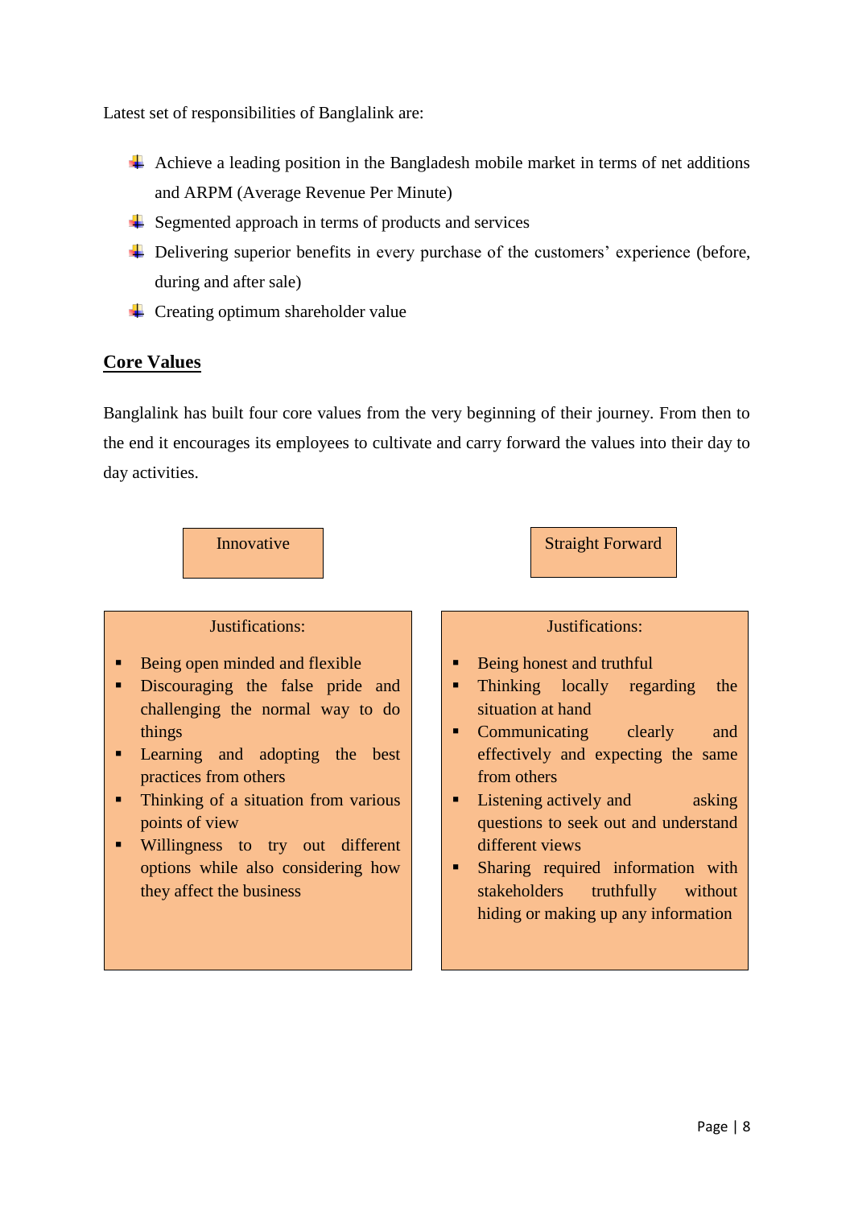Latest set of responsibilities of Banglalink are:

- Achieve a leading position in the Bangladesh mobile market in terms of net additions and ARPM (Average Revenue Per Minute)
- Segmented approach in terms of products and services
- Delivering superior benefits in every purchase of the customers' experience (before, during and after sale)
- Creating optimum shareholder value

## Core Values

Banglalink has built four core values from the very beginning of their journey. From then to the end it encourages its employees to cultivate and carry forward the values into their day to day activities.

**Innovative**

Justifications:

- Being open minded and flexible
- Discouraging the false pride and challenging the normal way to do things
- Learning and adopting the best practices from others
- Thinking of a situation from various points of view
- Willingness to try out different options while also considering how they affect the business

**Straight Forward**

Justifications:

- Being honest and truthful
- Thinking locally regarding the situation at hand
- Communicating clearly and effectively and expecting the same from others
- Listening actively and asking questions to seek out and understand different views
- Sharing required information with stakeholders truthfully without hiding or making up any information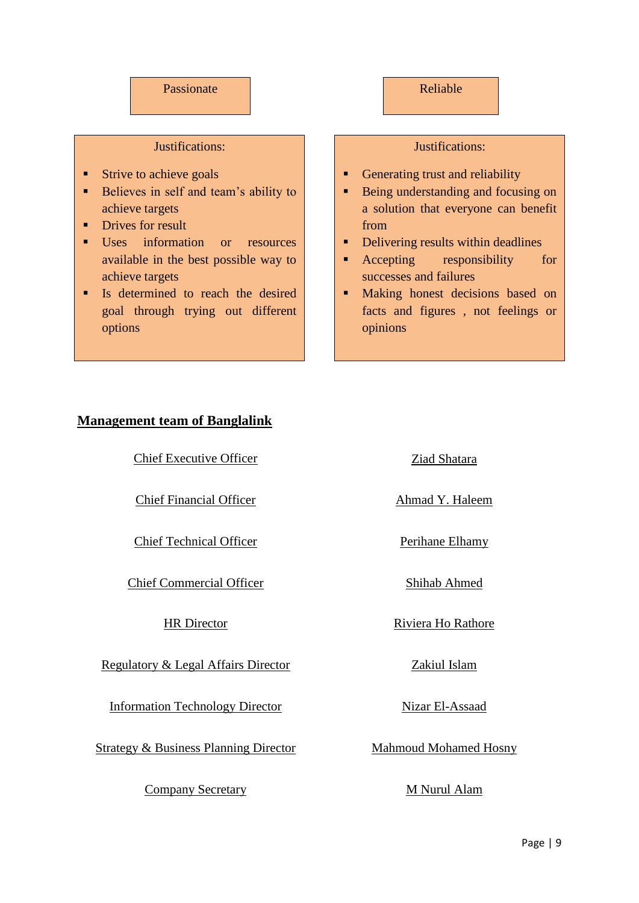**Passionate**

Justifications:

- Strive to achieve goals
- Believes in self and team's ability to achieve targets
- Drives for result
- Uses information or resources available in the best possible way to achieve targets
- Is determined to reach the desired goal through trying out different options

**Reliable**

Justifications:

- Generating trust and reliability
- Being understanding and focusing on a solution that everyone can benefit from
- Delivering results within deadlines
- Accepting responsibility for successes and failures
- Making honest decisions based on facts and figures , not feelings or opinions

## Management team of Banglalink

| Position | Name |
|---|---|
| Chief Executive Officer | Ziad Shatara |
| Chief Financial Officer | Ahmad Y. Haleem |
| Chief Technical Officer | Perihane Elhamy |
| Chief Commercial Officer | Shihab Ahmed |
| HR Director | Riviera Ho Rathore |
| Regulatory & Legal Affairs Director | Zakiul Islam |
| Information Technology Director | Nizar El-Assaad |
| Strategy & Business Planning Director | Mahmoud Mohamed Hosny |
| Company Secretary | M Nurul Alam |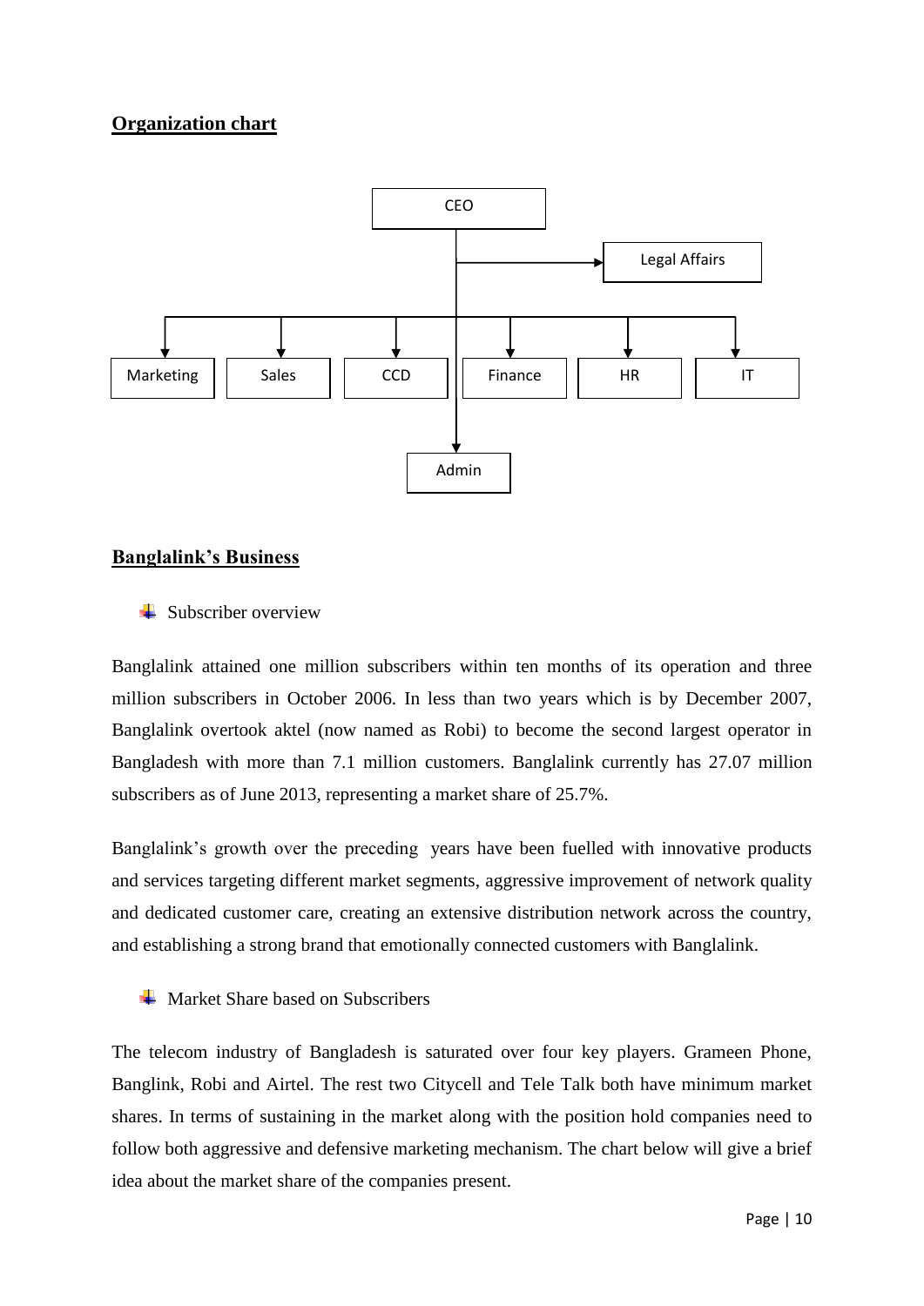## Organization chart

CEO

Legal Affairs

Marketing | Sales | CCD | Finance | HR | IT

Admin

## Banglalink's Business

- Subscriber overview

Banglalink attained one million subscribers within ten months of its operation and three million subscribers in October 2006. In less than two years which is by December 2007, Banglalink overtook aktel (now named as Robi) to become the second largest operator in Bangladesh with more than 7.1 million customers. Banglalink currently has 27.07 million subscribers as of June 2013, representing a market share of 25.7%.

Banglalink's growth over the preceding years have been fuelled with innovative products and services targeting different market segments, aggressive improvement of network quality and dedicated customer care, creating an extensive distribution network across the country, and establishing a strong brand that emotionally connected customers with Banglalink.

- Market Share based on Subscribers

The telecom industry of Bangladesh is saturated over four key players. Grameen Phone, Banglink, Robi and Airtel. The rest two Citycell and Tele Talk both have minimum market shares. In terms of sustaining in the market along with the position hold companies need to follow both aggressive and defensive marketing mechanism. The chart below will give a brief idea about the market share of the companies present.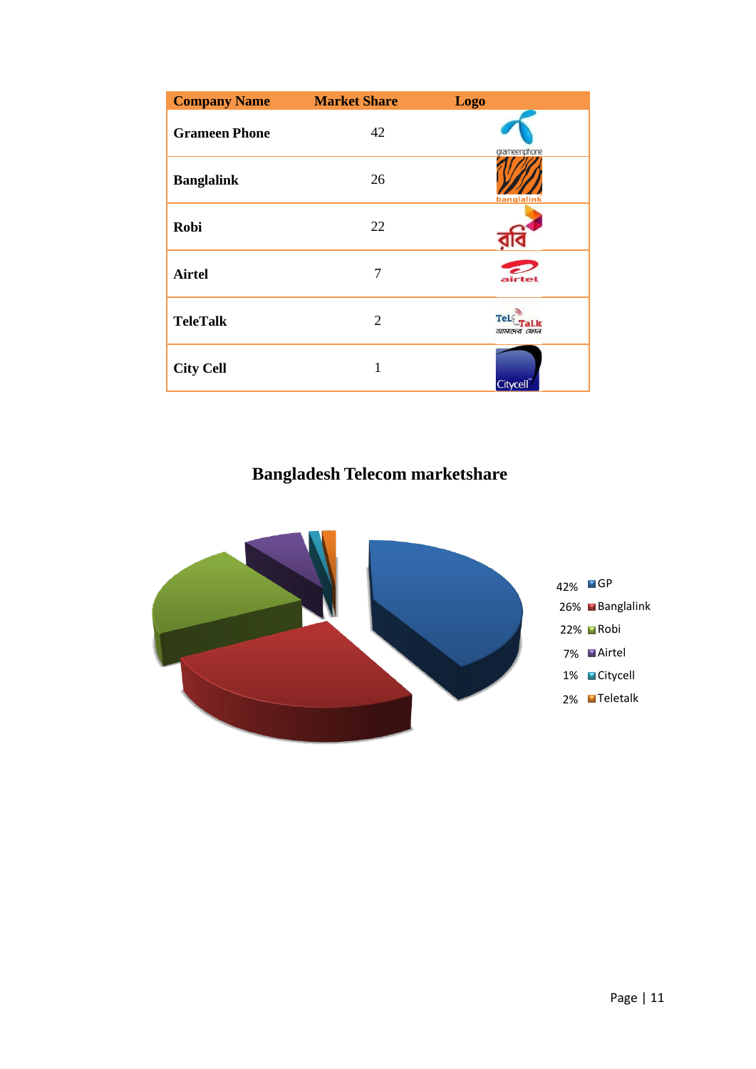| Company Name | Market Share | Logo |
|---|---|---|
| Grameen Phone | 42 | grameenphone |
| Banglalink | 26 | banglalink |
| Robi | 22 | রবি |
| Airtel | 7 | airtel |
| TeleTalk | 2 | TeLeTalk আমাদের ফোন |
| City Cell | 1 | Citycell |

## Bangladesh Telecom marketshare

42% GP
26% Banglalink
22% Robi
7% Airtel
1% Citycell
2% Teletalk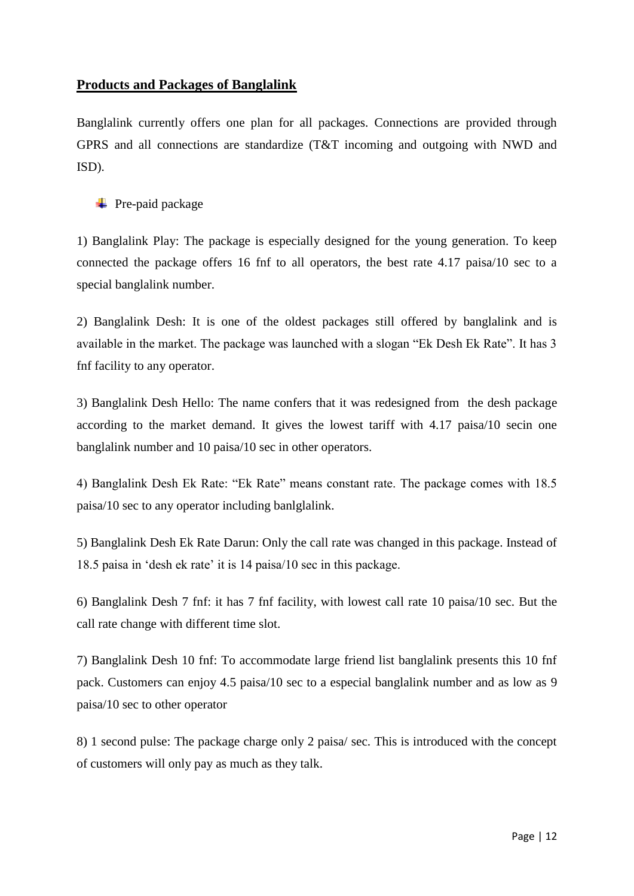## **Products and Packages of Banglalink**

Banglalink currently offers one plan for all packages. Connections are provided through GPRS and all connections are standardize (T&T incoming and outgoing with NWD and ISD).

- Pre-paid package

1) Banglalink Play: The package is especially designed for the young generation. To keep connected the package offers 16 fnf to all operators, the best rate 4.17 paisa/10 sec to a special banglalink number.

2) Banglalink Desh: It is one of the oldest packages still offered by banglalink and is available in the market. The package was launched with a slogan "Ek Desh Ek Rate". It has 3 fnf facility to any operator.

3) Banglalink Desh Hello: The name confers that it was redesigned from the desh package according to the market demand. It gives the lowest tariff with 4.17 paisa/10 secin one banglalink number and 10 paisa/10 sec in other operators.

4) Banglalink Desh Ek Rate: "Ek Rate" means constant rate. The package comes with 18.5 paisa/10 sec to any operator including banlglalink.

5) Banglalink Desh Ek Rate Darun: Only the call rate was changed in this package. Instead of 18.5 paisa in 'desh ek rate' it is 14 paisa/10 sec in this package.

6) Banglalink Desh 7 fnf: it has 7 fnf facility, with lowest call rate 10 paisa/10 sec. But the call rate change with different time slot.

7) Banglalink Desh 10 fnf: To accommodate large friend list banglalink presents this 10 fnf pack. Customers can enjoy 4.5 paisa/10 sec to a especial banglalink number and as low as 9 paisa/10 sec to other operator

8) 1 second pulse: The package charge only 2 paisa/ sec. This is introduced with the concept of customers will only pay as much as they talk.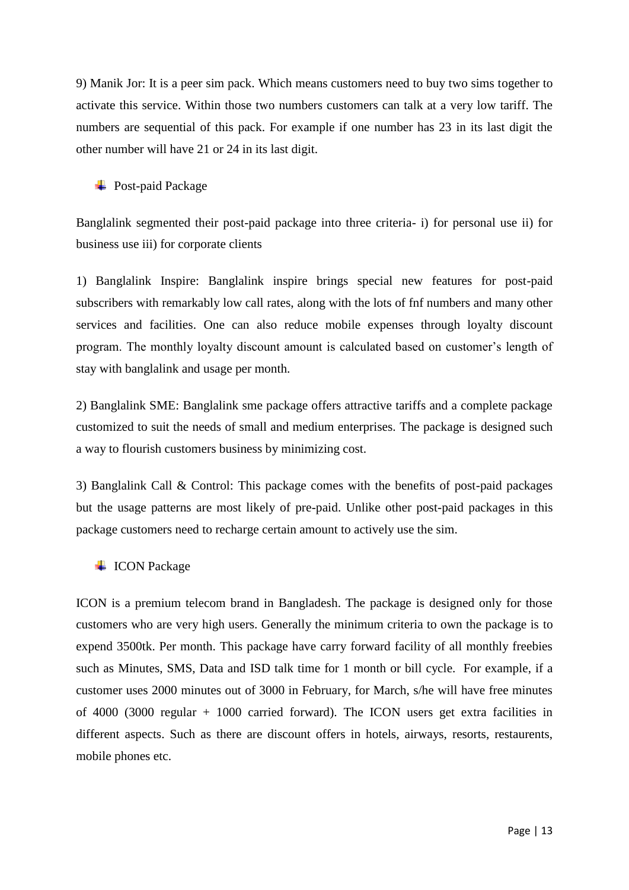9) Manik Jor: It is a peer sim pack. Which means customers need to buy two sims together to activate this service. Within those two numbers customers can talk at a very low tariff. The numbers are sequential of this pack. For example if one number has 23 in its last digit the other number will have 21 or 24 in its last digit.

- Post-paid Package

Banglalink segmented their post-paid package into three criteria- i) for personal use ii) for business use iii) for corporate clients

1) Banglalink Inspire: Banglalink inspire brings special new features for post-paid subscribers with remarkably low call rates, along with the lots of fnf numbers and many other services and facilities. One can also reduce mobile expenses through loyalty discount program. The monthly loyalty discount amount is calculated based on customer's length of stay with banglalink and usage per month.

2) Banglalink SME: Banglalink sme package offers attractive tariffs and a complete package customized to suit the needs of small and medium enterprises. The package is designed such a way to flourish customers business by minimizing cost.

3) Banglalink Call & Control: This package comes with the benefits of post-paid packages but the usage patterns are most likely of pre-paid. Unlike other post-paid packages in this package customers need to recharge certain amount to actively use the sim.

- ICON Package

ICON is a premium telecom brand in Bangladesh. The package is designed only for those customers who are very high users. Generally the minimum criteria to own the package is to expend 3500tk. Per month. This package have carry forward facility of all monthly freebies such as Minutes, SMS, Data and ISD talk time for 1 month or bill cycle. For example, if a customer uses 2000 minutes out of 3000 in February, for March, s/he will have free minutes of 4000 (3000 regular + 1000 carried forward). The ICON users get extra facilities in different aspects. Such as there are discount offers in hotels, airways, resorts, restaurents, mobile phones etc.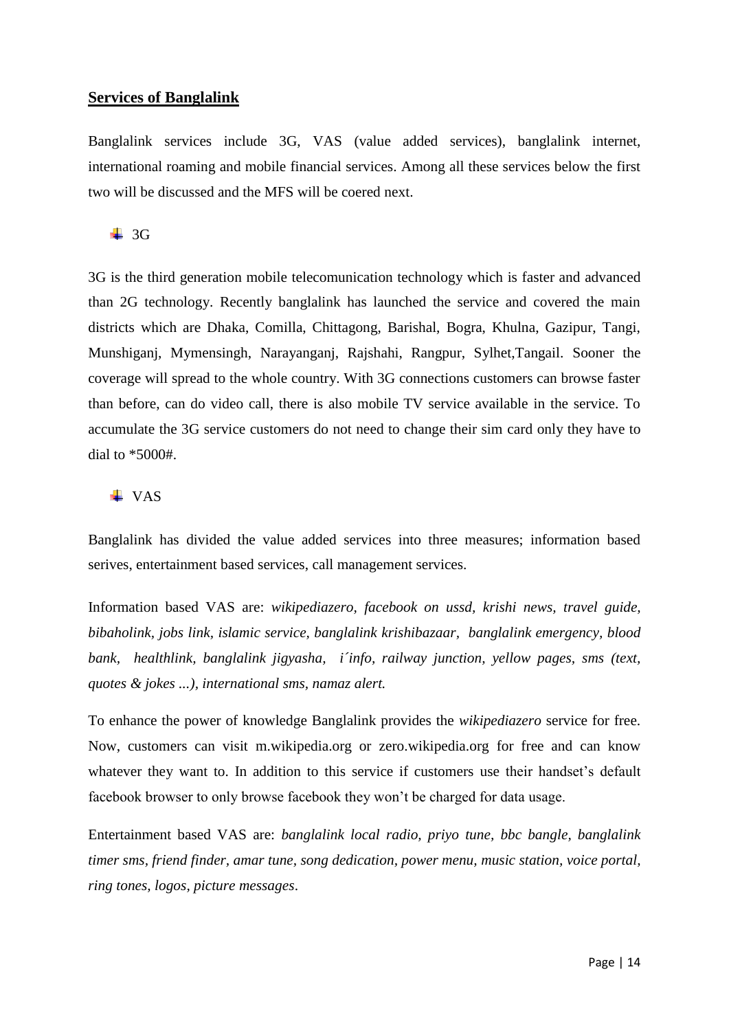## Services of Banglalink

Banglalink services include 3G, VAS (value added services), banglalink internet, international roaming and mobile financial services. Among all these services below the first two will be discussed and the MFS will be coered next.

- 3G

3G is the third generation mobile telecomunication technology which is faster and advanced than 2G technology. Recently banglalink has launched the service and covered the main districts which are Dhaka, Comilla, Chittagong, Barishal, Bogra, Khulna, Gazipur, Tangi, Munshiganj, Mymensingh, Narayanganj, Rajshahi, Rangpur, Sylhet,Tangail. Sooner the coverage will spread to the whole country. With 3G connections customers can browse faster than before, can do video call, there is also mobile TV service available in the service. To accumulate the 3G service customers do not need to change their sim card only they have to dial to *5000#.

- VAS

Banglalink has divided the value added services into three measures; information based serives, entertainment based services, call management services.

Information based VAS are: *wikipediazero, facebook on ussd, krishi news, travel guide, bibaholink, jobs link, islamic service, banglalink krishibazaar, banglalink emergency, blood bank, healthlink, banglalink jigyasha, i´info, railway junction, yellow pages, sms (text, quotes & jokes ...), international sms, namaz alert.*

To enhance the power of knowledge Banglalink provides the *wikipediazero* service for free. Now, customers can visit m.wikipedia.org or zero.wikipedia.org for free and can know whatever they want to. In addition to this service if customers use their handset's default facebook browser to only browse facebook they won't be charged for data usage.

Entertainment based VAS are: *banglalink local radio, priyo tune, bbc bangle, banglalink timer sms, friend finder, amar tune, song dedication, power menu, music station, voice portal, ring tones, logos, picture messages*.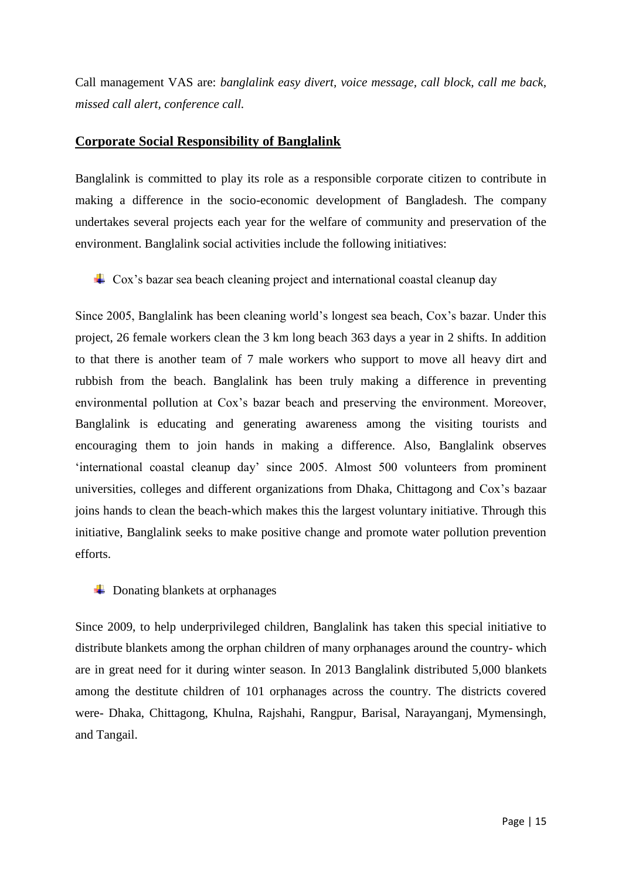Call management VAS are: *banglalink easy divert, voice message, call block, call me back, missed call alert, conference call.*

## Corporate Social Responsibility of Banglalink

Banglalink is committed to play its role as a responsible corporate citizen to contribute in making a difference in the socio-economic development of Bangladesh. The company undertakes several projects each year for the welfare of community and preservation of the environment. Banglalink social activities include the following initiatives:

- Cox's bazar sea beach cleaning project and international coastal cleanup day

Since 2005, Banglalink has been cleaning world's longest sea beach, Cox's bazar. Under this project, 26 female workers clean the 3 km long beach 363 days a year in 2 shifts. In addition to that there is another team of 7 male workers who support to move all heavy dirt and rubbish from the beach. Banglalink has been truly making a difference in preventing environmental pollution at Cox's bazar beach and preserving the environment. Moreover, Banglalink is educating and generating awareness among the visiting tourists and encouraging them to join hands in making a difference. Also, Banglalink observes 'international coastal cleanup day' since 2005. Almost 500 volunteers from prominent universities, colleges and different organizations from Dhaka, Chittagong and Cox's bazaar joins hands to clean the beach-which makes this the largest voluntary initiative. Through this initiative, Banglalink seeks to make positive change and promote water pollution prevention efforts.

- Donating blankets at orphanages

Since 2009, to help underprivileged children, Banglalink has taken this special initiative to distribute blankets among the orphan children of many orphanages around the country- which are in great need for it during winter season. In 2013 Banglalink distributed 5,000 blankets among the destitute children of 101 orphanages across the country. The districts covered were- Dhaka, Chittagong, Khulna, Rajshahi, Rangpur, Barisal, Narayanganj, Mymensingh, and Tangail.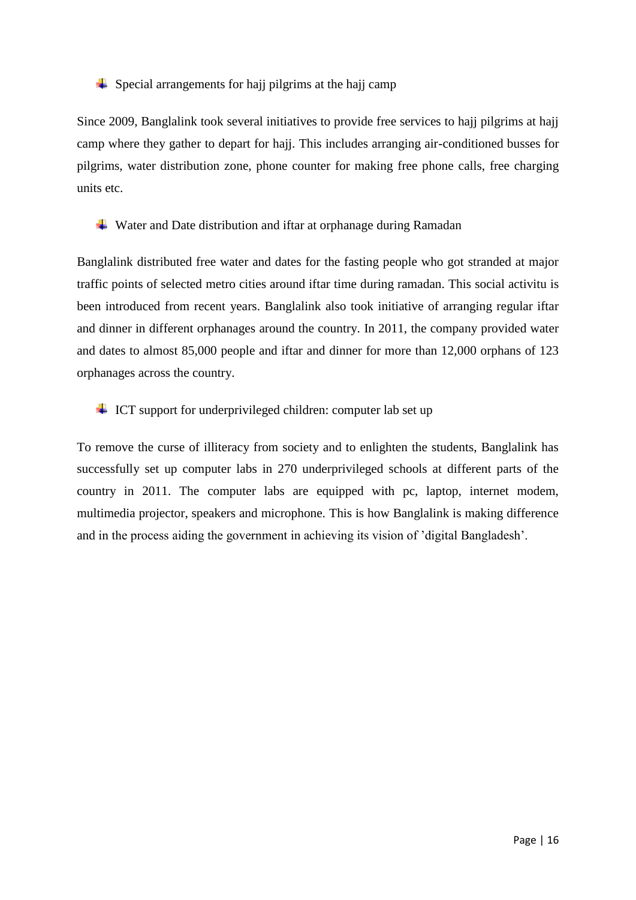- Special arrangements for hajj pilgrims at the hajj camp

Since 2009, Banglalink took several initiatives to provide free services to hajj pilgrims at hajj camp where they gather to depart for hajj. This includes arranging air-conditioned busses for pilgrims, water distribution zone, phone counter for making free phone calls, free charging units etc.

- Water and Date distribution and iftar at orphanage during Ramadan

Banglalink distributed free water and dates for the fasting people who got stranded at major traffic points of selected metro cities around iftar time during ramadan. This social activitu is been introduced from recent years. Banglalink also took initiative of arranging regular iftar and dinner in different orphanages around the country. In 2011, the company provided water and dates to almost 85,000 people and iftar and dinner for more than 12,000 orphans of 123 orphanages across the country.

- ICT support for underprivileged children: computer lab set up

To remove the curse of illiteracy from society and to enlighten the students, Banglalink has successfully set up computer labs in 270 underprivileged schools at different parts of the country in 2011. The computer labs are equipped with pc, laptop, internet modem, multimedia projector, speakers and microphone. This is how Banglalink is making difference and in the process aiding the government in achieving its vision of 'digital Bangladesh'.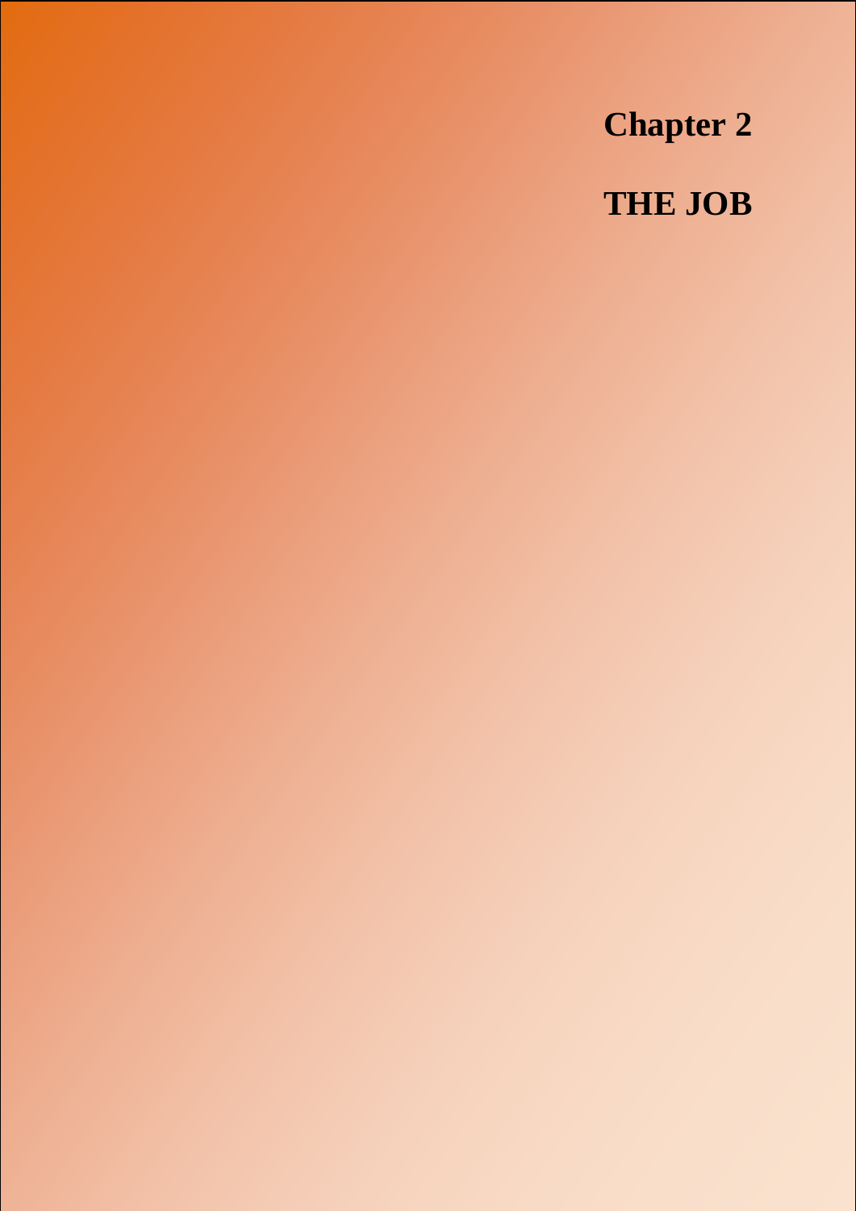# Chapter 2

# THE JOB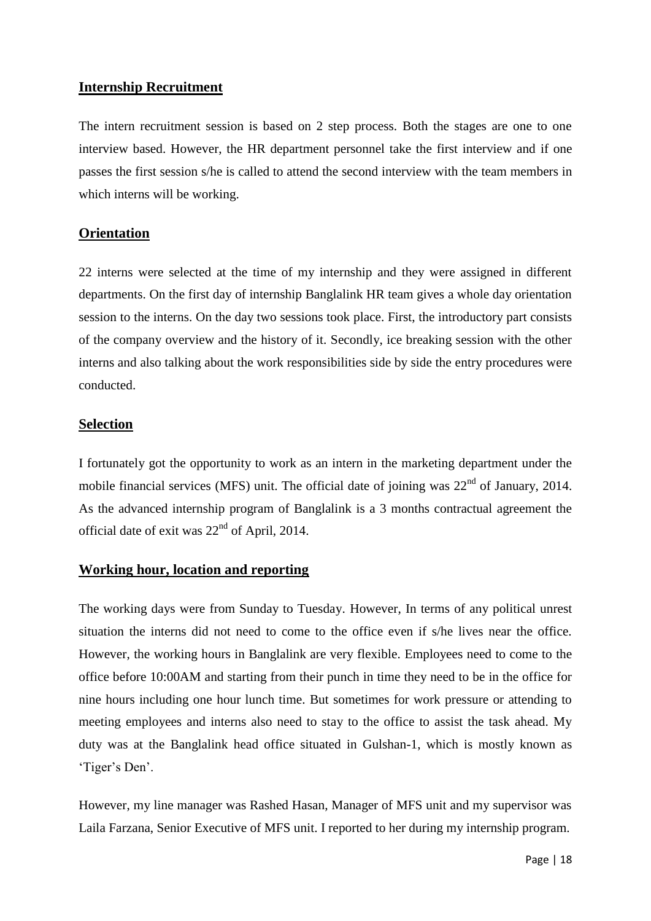## Internship Recruitment

The intern recruitment session is based on 2 step process. Both the stages are one to one interview based. However, the HR department personnel take the first interview and if one passes the first session s/he is called to attend the second interview with the team members in which interns will be working.

## Orientation

22 interns were selected at the time of my internship and they were assigned in different departments. On the first day of internship Banglalink HR team gives a whole day orientation session to the interns. On the day two sessions took place. First, the introductory part consists of the company overview and the history of it. Secondly, ice breaking session with the other interns and also talking about the work responsibilities side by side the entry procedures were conducted.

## Selection

I fortunately got the opportunity to work as an intern in the marketing department under the mobile financial services (MFS) unit. The official date of joining was 22nd of January, 2014. As the advanced internship program of Banglalink is a 3 months contractual agreement the official date of exit was 22nd of April, 2014.

## Working hour, location and reporting

The working days were from Sunday to Tuesday. However, In terms of any political unrest situation the interns did not need to come to the office even if s/he lives near the office. However, the working hours in Banglalink are very flexible. Employees need to come to the office before 10:00AM and starting from their punch in time they need to be in the office for nine hours including one hour lunch time. But sometimes for work pressure or attending to meeting employees and interns also need to stay to the office to assist the task ahead. My duty was at the Banglalink head office situated in Gulshan-1, which is mostly known as 'Tiger's Den'.

However, my line manager was Rashed Hasan, Manager of MFS unit and my supervisor was Laila Farzana, Senior Executive of MFS unit. I reported to her during my internship program.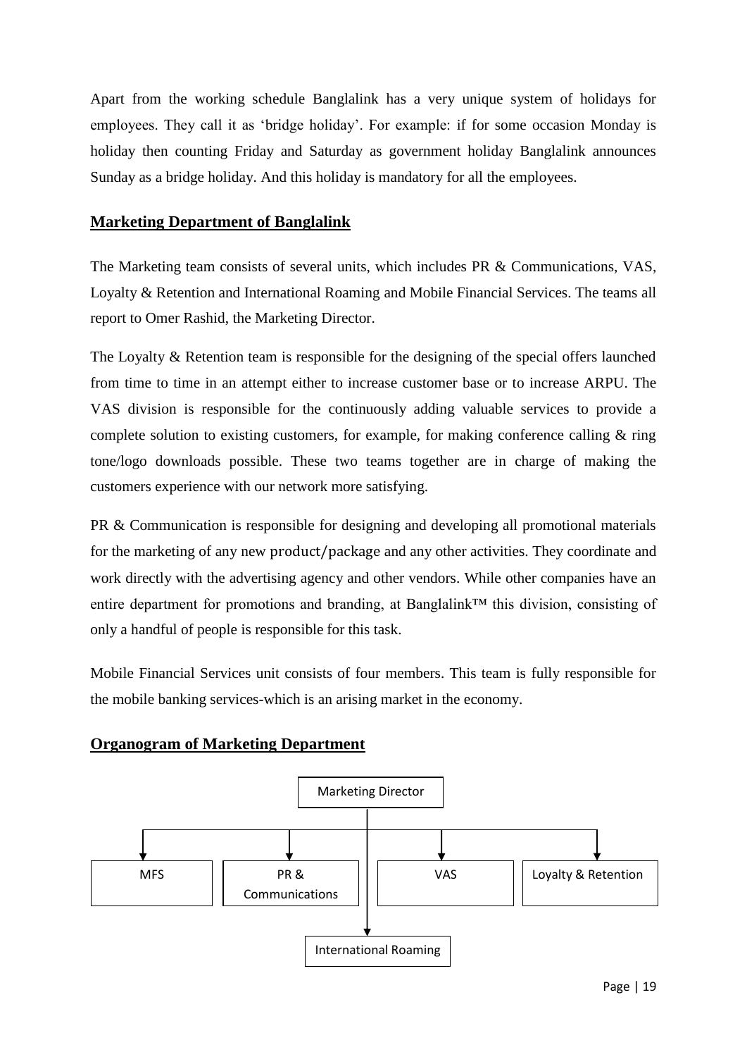Apart from the working schedule Banglalink has a very unique system of holidays for employees. They call it as 'bridge holiday'. For example: if for some occasion Monday is holiday then counting Friday and Saturday as government holiday Banglalink announces Sunday as a bridge holiday. And this holiday is mandatory for all the employees.

## Marketing Department of Banglalink

The Marketing team consists of several units, which includes PR & Communications, VAS, Loyalty & Retention and International Roaming and Mobile Financial Services. The teams all report to Omer Rashid, the Marketing Director.

The Loyalty & Retention team is responsible for the designing of the special offers launched from time to time in an attempt either to increase customer base or to increase ARPU. The VAS division is responsible for the continuously adding valuable services to provide a complete solution to existing customers, for example, for making conference calling & ring tone/logo downloads possible. These two teams together are in charge of making the customers experience with our network more satisfying.

PR & Communication is responsible for designing and developing all promotional materials for the marketing of any new product/package and any other activities. They coordinate and work directly with the advertising agency and other vendors. While other companies have an entire department for promotions and branding, at Banglalink™ this division, consisting of only a handful of people is responsible for this task.

Mobile Financial Services unit consists of four members. This team is fully responsible for the mobile banking services-which is an arising market in the economy.

## Organogram of Marketing Department

- Marketing Director
  - MFS
  - PR & Communications
  - VAS
  - Loyalty & Retention
  - International Roaming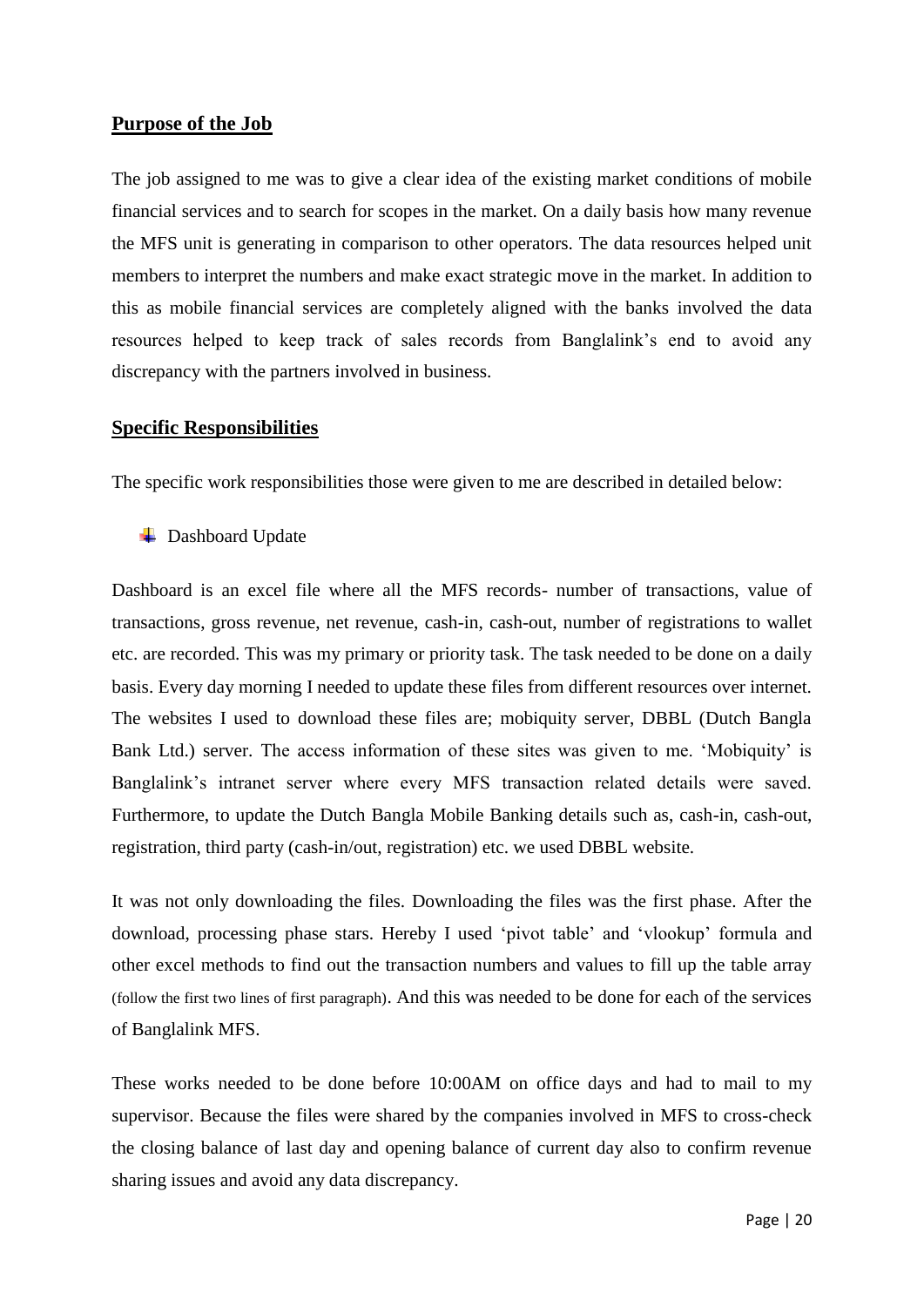## Purpose of the Job

The job assigned to me was to give a clear idea of the existing market conditions of mobile financial services and to search for scopes in the market. On a daily basis how many revenue the MFS unit is generating in comparison to other operators. The data resources helped unit members to interpret the numbers and make exact strategic move in the market. In addition to this as mobile financial services are completely aligned with the banks involved the data resources helped to keep track of sales records from Banglalink's end to avoid any discrepancy with the partners involved in business.

## Specific Responsibilities

The specific work responsibilities those were given to me are described in detailed below:

- Dashboard Update

Dashboard is an excel file where all the MFS records- number of transactions, value of transactions, gross revenue, net revenue, cash-in, cash-out, number of registrations to wallet etc. are recorded. This was my primary or priority task. The task needed to be done on a daily basis. Every day morning I needed to update these files from different resources over internet. The websites I used to download these files are; mobiquity server, DBBL (Dutch Bangla Bank Ltd.) server. The access information of these sites was given to me. 'Mobiquity' is Banglalink's intranet server where every MFS transaction related details were saved. Furthermore, to update the Dutch Bangla Mobile Banking details such as, cash-in, cash-out, registration, third party (cash-in/out, registration) etc. we used DBBL website.

It was not only downloading the files. Downloading the files was the first phase. After the download, processing phase stars. Hereby I used 'pivot table' and 'vlookup' formula and other excel methods to find out the transaction numbers and values to fill up the table array (follow the first two lines of first paragraph). And this was needed to be done for each of the services of Banglalink MFS.

These works needed to be done before 10:00AM on office days and had to mail to my supervisor. Because the files were shared by the companies involved in MFS to cross-check the closing balance of last day and opening balance of current day also to confirm revenue sharing issues and avoid any data discrepancy.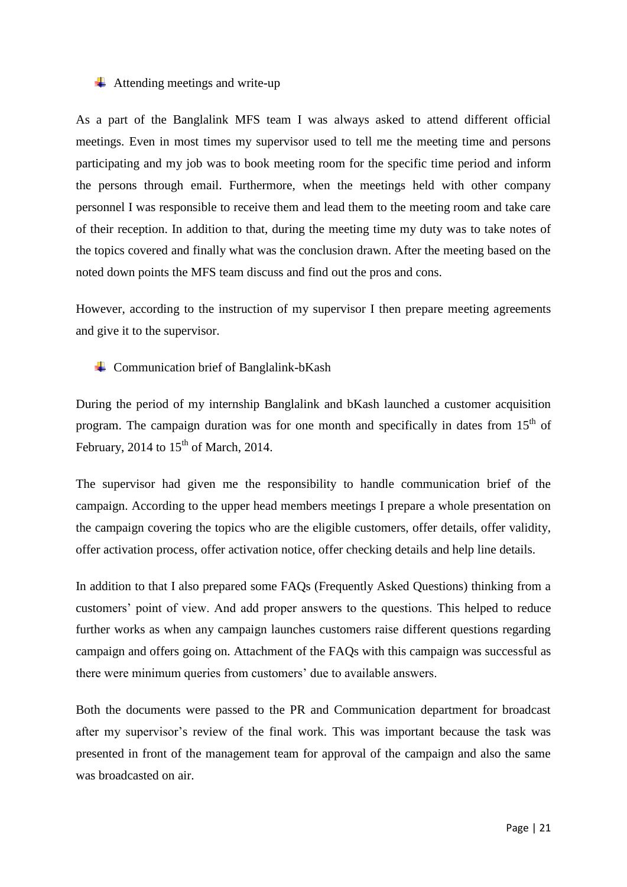- Attending meetings and write-up

As a part of the Banglalink MFS team I was always asked to attend different official meetings. Even in most times my supervisor used to tell me the meeting time and persons participating and my job was to book meeting room for the specific time period and inform the persons through email. Furthermore, when the meetings held with other company personnel I was responsible to receive them and lead them to the meeting room and take care of their reception. In addition to that, during the meeting time my duty was to take notes of the topics covered and finally what was the conclusion drawn. After the meeting based on the noted down points the MFS team discuss and find out the pros and cons.

However, according to the instruction of my supervisor I then prepare meeting agreements and give it to the supervisor.

- Communication brief of Banglalink-bKash

During the period of my internship Banglalink and bKash launched a customer acquisition program. The campaign duration was for one month and specifically in dates from 15th of February, 2014 to 15th of March, 2014.

The supervisor had given me the responsibility to handle communication brief of the campaign. According to the upper head members meetings I prepare a whole presentation on the campaign covering the topics who are the eligible customers, offer details, offer validity, offer activation process, offer activation notice, offer checking details and help line details.

In addition to that I also prepared some FAQs (Frequently Asked Questions) thinking from a customers' point of view. And add proper answers to the questions. This helped to reduce further works as when any campaign launches customers raise different questions regarding campaign and offers going on. Attachment of the FAQs with this campaign was successful as there were minimum queries from customers' due to available answers.

Both the documents were passed to the PR and Communication department for broadcast after my supervisor's review of the final work. This was important because the task was presented in front of the management team for approval of the campaign and also the same was broadcasted on air.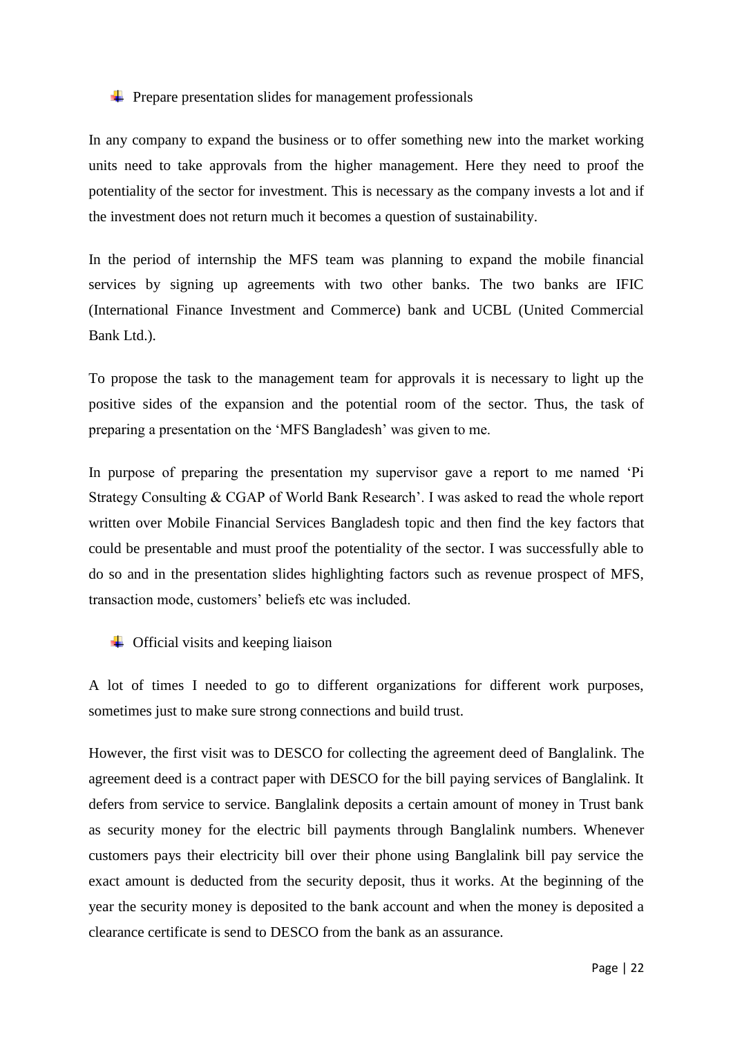- Prepare presentation slides for management professionals

In any company to expand the business or to offer something new into the market working units need to take approvals from the higher management. Here they need to proof the potentiality of the sector for investment. This is necessary as the company invests a lot and if the investment does not return much it becomes a question of sustainability.

In the period of internship the MFS team was planning to expand the mobile financial services by signing up agreements with two other banks. The two banks are IFIC (International Finance Investment and Commerce) bank and UCBL (United Commercial Bank Ltd.).

To propose the task to the management team for approvals it is necessary to light up the positive sides of the expansion and the potential room of the sector. Thus, the task of preparing a presentation on the 'MFS Bangladesh' was given to me.

In purpose of preparing the presentation my supervisor gave a report to me named 'Pi Strategy Consulting & CGAP of World Bank Research'. I was asked to read the whole report written over Mobile Financial Services Bangladesh topic and then find the key factors that could be presentable and must proof the potentiality of the sector. I was successfully able to do so and in the presentation slides highlighting factors such as revenue prospect of MFS, transaction mode, customers' beliefs etc was included.

- Official visits and keeping liaison

A lot of times I needed to go to different organizations for different work purposes, sometimes just to make sure strong connections and build trust.

However, the first visit was to DESCO for collecting the agreement deed of Banglalink. The agreement deed is a contract paper with DESCO for the bill paying services of Banglalink. It defers from service to service. Banglalink deposits a certain amount of money in Trust bank as security money for the electric bill payments through Banglalink numbers. Whenever customers pays their electricity bill over their phone using Banglalink bill pay service the exact amount is deducted from the security deposit, thus it works. At the beginning of the year the security money is deposited to the bank account and when the money is deposited a clearance certificate is send to DESCO from the bank as an assurance.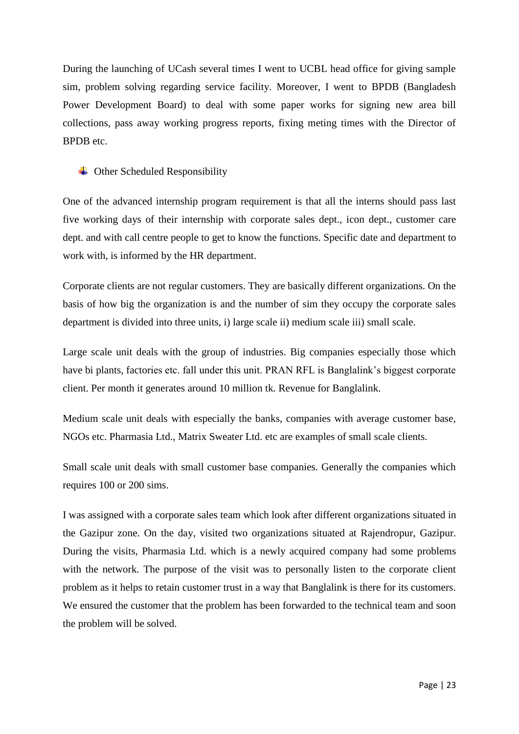During the launching of UCash several times I went to UCBL head office for giving sample sim, problem solving regarding service facility. Moreover, I went to BPDB (Bangladesh Power Development Board) to deal with some paper works for signing new area bill collections, pass away working progress reports, fixing meting times with the Director of BPDB etc.

- Other Scheduled Responsibility

One of the advanced internship program requirement is that all the interns should pass last five working days of their internship with corporate sales dept., icon dept., customer care dept. and with call centre people to get to know the functions. Specific date and department to work with, is informed by the HR department.

Corporate clients are not regular customers. They are basically different organizations. On the basis of how big the organization is and the number of sim they occupy the corporate sales department is divided into three units, i) large scale ii) medium scale iii) small scale.

Large scale unit deals with the group of industries. Big companies especially those which have bi plants, factories etc. fall under this unit. PRAN RFL is Banglalink's biggest corporate client. Per month it generates around 10 million tk. Revenue for Banglalink.

Medium scale unit deals with especially the banks, companies with average customer base, NGOs etc. Pharmasia Ltd., Matrix Sweater Ltd. etc are examples of small scale clients.

Small scale unit deals with small customer base companies. Generally the companies which requires 100 or 200 sims.

I was assigned with a corporate sales team which look after different organizations situated in the Gazipur zone. On the day, visited two organizations situated at Rajendropur, Gazipur. During the visits, Pharmasia Ltd. which is a newly acquired company had some problems with the network. The purpose of the visit was to personally listen to the corporate client problem as it helps to retain customer trust in a way that Banglalink is there for its customers. We ensured the customer that the problem has been forwarded to the technical team and soon the problem will be solved.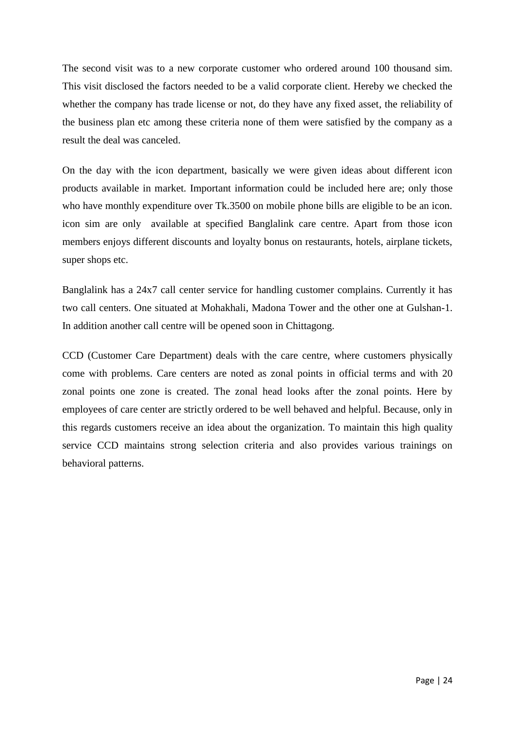The second visit was to a new corporate customer who ordered around 100 thousand sim. This visit disclosed the factors needed to be a valid corporate client. Hereby we checked the whether the company has trade license or not, do they have any fixed asset, the reliability of the business plan etc among these criteria none of them were satisfied by the company as a result the deal was canceled.

On the day with the icon department, basically we were given ideas about different icon products available in market. Important information could be included here are; only those who have monthly expenditure over Tk.3500 on mobile phone bills are eligible to be an icon. icon sim are only available at specified Banglalink care centre. Apart from those icon members enjoys different discounts and loyalty bonus on restaurants, hotels, airplane tickets, super shops etc.

Banglalink has a 24x7 call center service for handling customer complains. Currently it has two call centers. One situated at Mohakhali, Madona Tower and the other one at Gulshan-1. In addition another call centre will be opened soon in Chittagong.

CCD (Customer Care Department) deals with the care centre, where customers physically come with problems. Care centers are noted as zonal points in official terms and with 20 zonal points one zone is created. The zonal head looks after the zonal points. Here by employees of care center are strictly ordered to be well behaved and helpful. Because, only in this regards customers receive an idea about the organization. To maintain this high quality service CCD maintains strong selection criteria and also provides various trainings on behavioral patterns.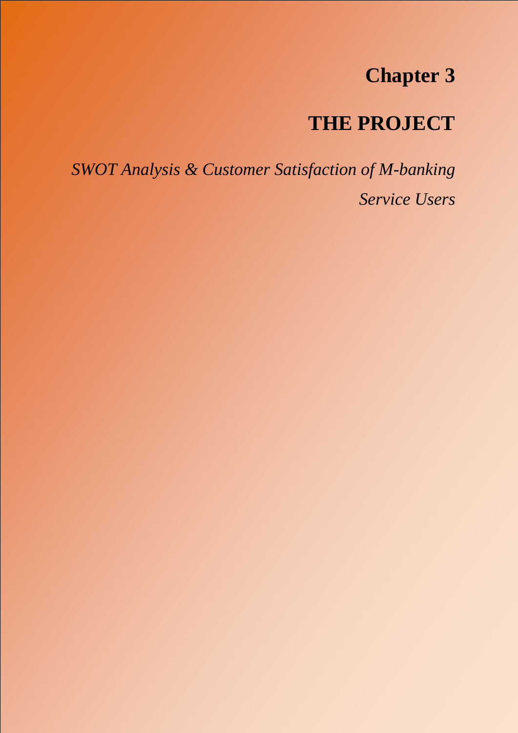# Chapter 3

# THE PROJECT

*SWOT Analysis & Customer Satisfaction of M-banking Service Users*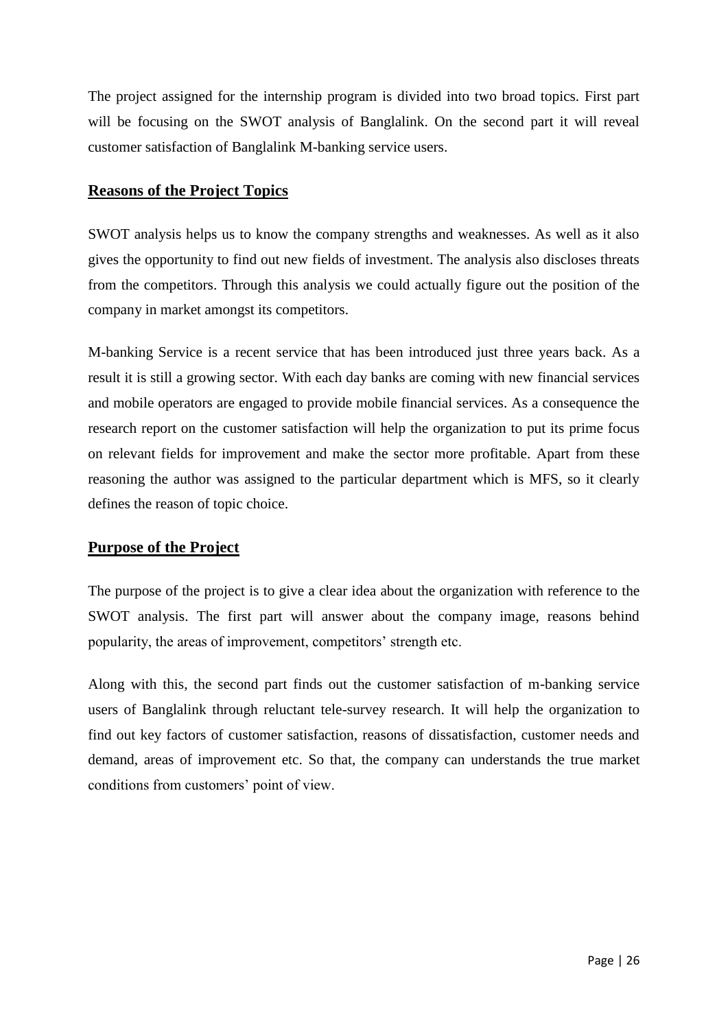The project assigned for the internship program is divided into two broad topics. First part will be focusing on the SWOT analysis of Banglalink. On the second part it will reveal customer satisfaction of Banglalink M-banking service users.

## Reasons of the Project Topics

SWOT analysis helps us to know the company strengths and weaknesses. As well as it also gives the opportunity to find out new fields of investment. The analysis also discloses threats from the competitors. Through this analysis we could actually figure out the position of the company in market amongst its competitors.

M-banking Service is a recent service that has been introduced just three years back. As a result it is still a growing sector. With each day banks are coming with new financial services and mobile operators are engaged to provide mobile financial services. As a consequence the research report on the customer satisfaction will help the organization to put its prime focus on relevant fields for improvement and make the sector more profitable. Apart from these reasoning the author was assigned to the particular department which is MFS, so it clearly defines the reason of topic choice.

## Purpose of the Project

The purpose of the project is to give a clear idea about the organization with reference to the SWOT analysis. The first part will answer about the company image, reasons behind popularity, the areas of improvement, competitors' strength etc.

Along with this, the second part finds out the customer satisfaction of m-banking service users of Banglalink through reluctant tele-survey research. It will help the organization to find out key factors of customer satisfaction, reasons of dissatisfaction, customer needs and demand, areas of improvement etc. So that, the company can understands the true market conditions from customers' point of view.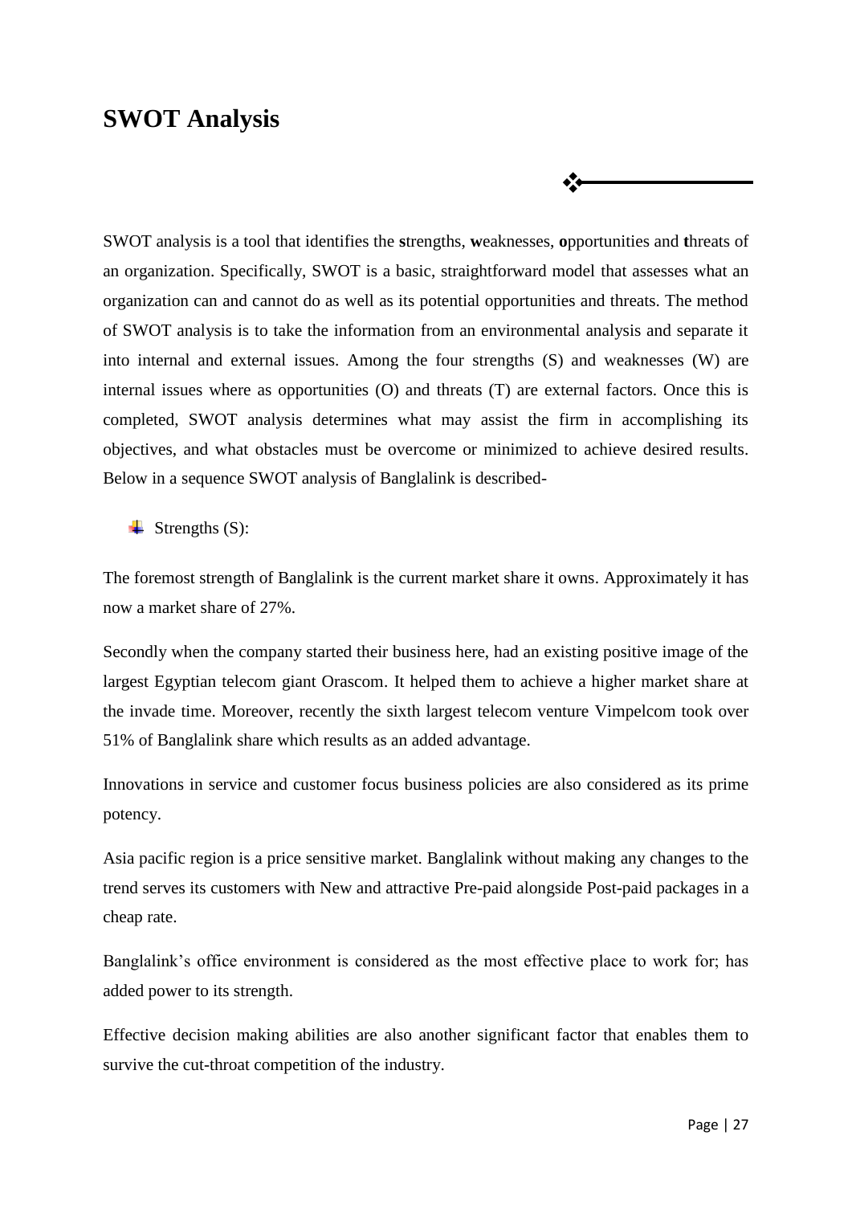# SWOT Analysis

SWOT analysis is a tool that identifies the **s**trengths, **w**eaknesses, **o**pportunities and **t**hreats of an organization. Specifically, SWOT is a basic, straightforward model that assesses what an organization can and cannot do as well as its potential opportunities and threats. The method of SWOT analysis is to take the information from an environmental analysis and separate it into internal and external issues. Among the four strengths (S) and weaknesses (W) are internal issues where as opportunities (O) and threats (T) are external factors. Once this is completed, SWOT analysis determines what may assist the firm in accomplishing its objectives, and what obstacles must be overcome or minimized to achieve desired results. Below in a sequence SWOT analysis of Banglalink is described-

- Strengths (S):

The foremost strength of Banglalink is the current market share it owns. Approximately it has now a market share of 27%.

Secondly when the company started their business here, had an existing positive image of the largest Egyptian telecom giant Orascom. It helped them to achieve a higher market share at the invade time. Moreover, recently the sixth largest telecom venture Vimpelcom took over 51% of Banglalink share which results as an added advantage.

Innovations in service and customer focus business policies are also considered as its prime potency.

Asia pacific region is a price sensitive market. Banglalink without making any changes to the trend serves its customers with New and attractive Pre-paid alongside Post-paid packages in a cheap rate.

Banglalink's office environment is considered as the most effective place to work for; has added power to its strength.

Effective decision making abilities are also another significant factor that enables them to survive the cut-throat competition of the industry.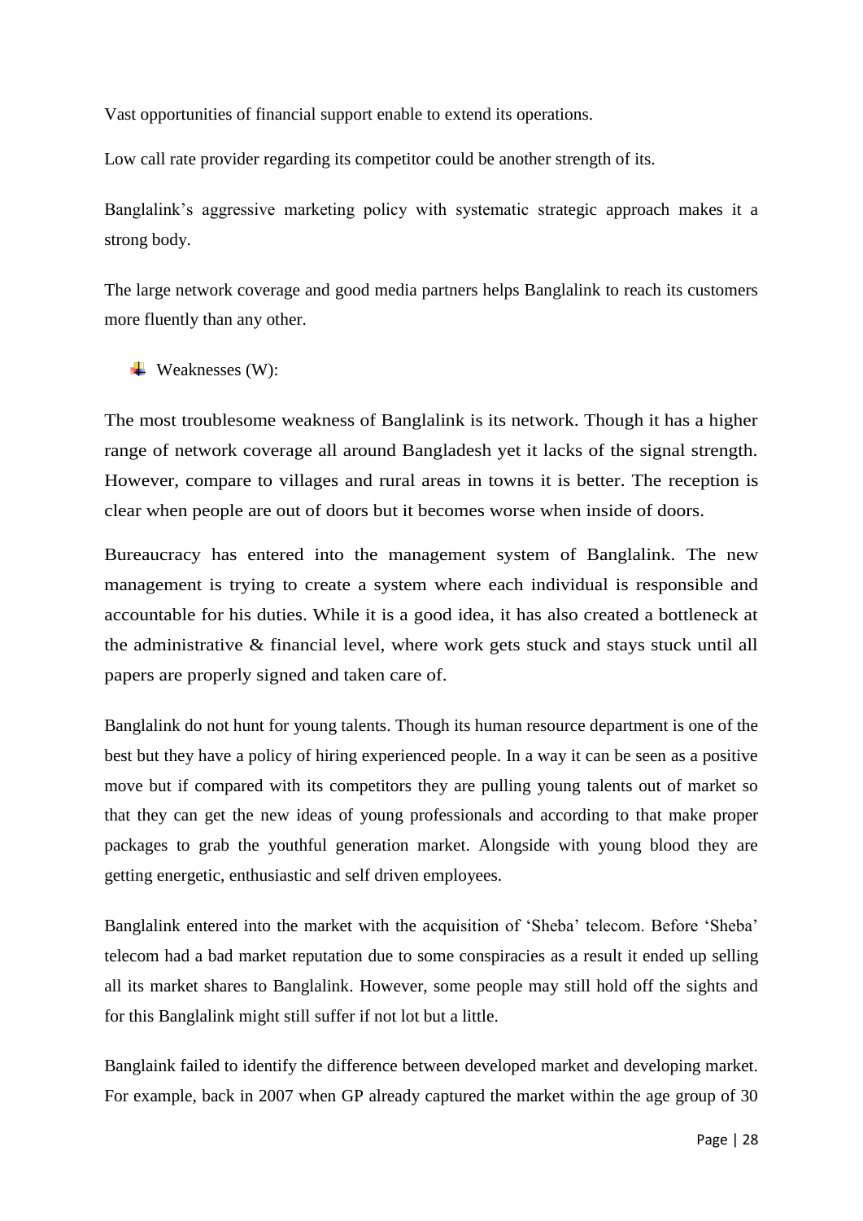Vast opportunities of financial support enable to extend its operations.

Low call rate provider regarding its competitor could be another strength of its.

Banglalink's aggressive marketing policy with systematic strategic approach makes it a strong body.

The large network coverage and good media partners helps Banglalink to reach its customers more fluently than any other.

- Weaknesses (W):

The most troublesome weakness of Banglalink is its network. Though it has a higher range of network coverage all around Bangladesh yet it lacks of the signal strength. However, compare to villages and rural areas in towns it is better. The reception is clear when people are out of doors but it becomes worse when inside of doors.

Bureaucracy has entered into the management system of Banglalink. The new management is trying to create a system where each individual is responsible and accountable for his duties. While it is a good idea, it has also created a bottleneck at the administrative & financial level, where work gets stuck and stays stuck until all papers are properly signed and taken care of.

Banglalink do not hunt for young talents. Though its human resource department is one of the best but they have a policy of hiring experienced people. In a way it can be seen as a positive move but if compared with its competitors they are pulling young talents out of market so that they can get the new ideas of young professionals and according to that make proper packages to grab the youthful generation market. Alongside with young blood they are getting energetic, enthusiastic and self driven employees.

Banglalink entered into the market with the acquisition of 'Sheba' telecom. Before 'Sheba' telecom had a bad market reputation due to some conspiracies as a result it ended up selling all its market shares to Banglalink. However, some people may still hold off the sights and for this Banglalink might still suffer if not lot but a little.

Banglaink failed to identify the difference between developed market and developing market. For example, back in 2007 when GP already captured the market within the age group of 30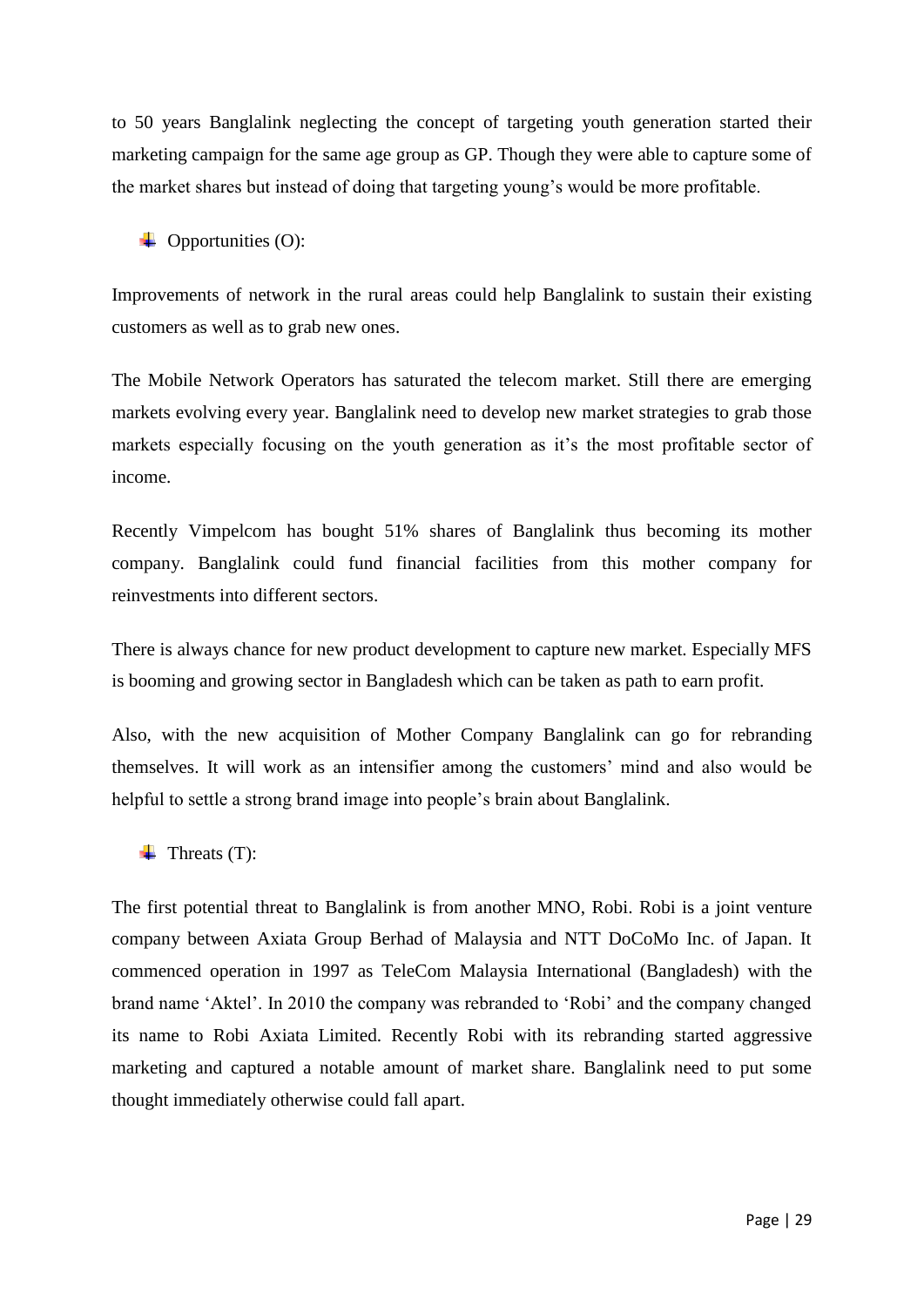to 50 years Banglalink neglecting the concept of targeting youth generation started their marketing campaign for the same age group as GP. Though they were able to capture some of the market shares but instead of doing that targeting young's would be more profitable.

- Opportunities (O):

Improvements of network in the rural areas could help Banglalink to sustain their existing customers as well as to grab new ones.

The Mobile Network Operators has saturated the telecom market. Still there are emerging markets evolving every year. Banglalink need to develop new market strategies to grab those markets especially focusing on the youth generation as it's the most profitable sector of income.

Recently Vimpelcom has bought 51% shares of Banglalink thus becoming its mother company. Banglalink could fund financial facilities from this mother company for reinvestments into different sectors.

There is always chance for new product development to capture new market. Especially MFS is booming and growing sector in Bangladesh which can be taken as path to earn profit.

Also, with the new acquisition of Mother Company Banglalink can go for rebranding themselves. It will work as an intensifier among the customers' mind and also would be helpful to settle a strong brand image into people's brain about Banglalink.

- Threats (T):

The first potential threat to Banglalink is from another MNO, Robi. Robi is a joint venture company between Axiata Group Berhad of Malaysia and NTT DoCoMo Inc. of Japan. It commenced operation in 1997 as TeleCom Malaysia International (Bangladesh) with the brand name 'Aktel'. In 2010 the company was rebranded to 'Robi' and the company changed its name to Robi Axiata Limited. Recently Robi with its rebranding started aggressive marketing and captured a notable amount of market share. Banglalink need to put some thought immediately otherwise could fall apart.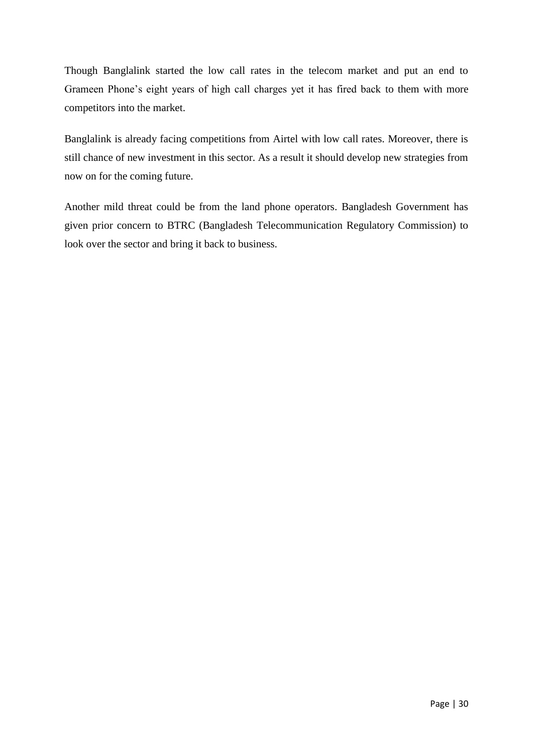Though Banglalink started the low call rates in the telecom market and put an end to Grameen Phone's eight years of high call charges yet it has fired back to them with more competitors into the market.

Banglalink is already facing competitions from Airtel with low call rates. Moreover, there is still chance of new investment in this sector. As a result it should develop new strategies from now on for the coming future.

Another mild threat could be from the land phone operators. Bangladesh Government has given prior concern to BTRC (Bangladesh Telecommunication Regulatory Commission) to look over the sector and bring it back to business.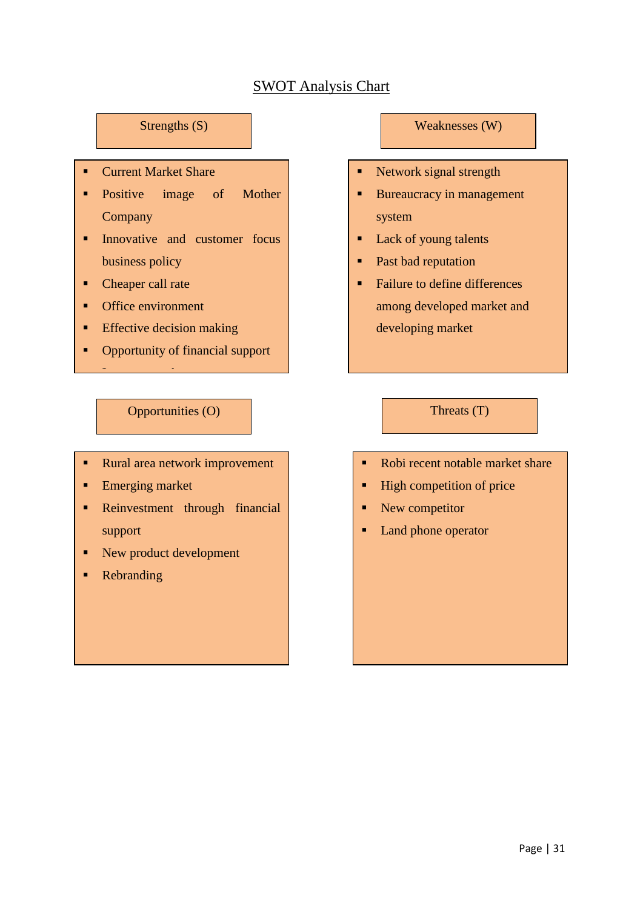## SWOT Analysis Chart

### Strengths (S)

- Current Market Share
- Positive image of Mother Company
- Innovative and customer focus business policy
- Cheaper call rate
- Office environment
- Effective decision making
- Opportunity of financial support

### Weaknesses (W)

- Network signal strength
- Bureaucracy in management system
- Lack of young talents
- Past bad reputation
- Failure to define differences among developed market and developing market

### Opportunities (O)

- Rural area network improvement
- Emerging market
- Reinvestment through financial support
- New product development
- Rebranding

### Threats (T)

- Robi recent notable market share
- High competition of price
- New competitor
- Land phone operator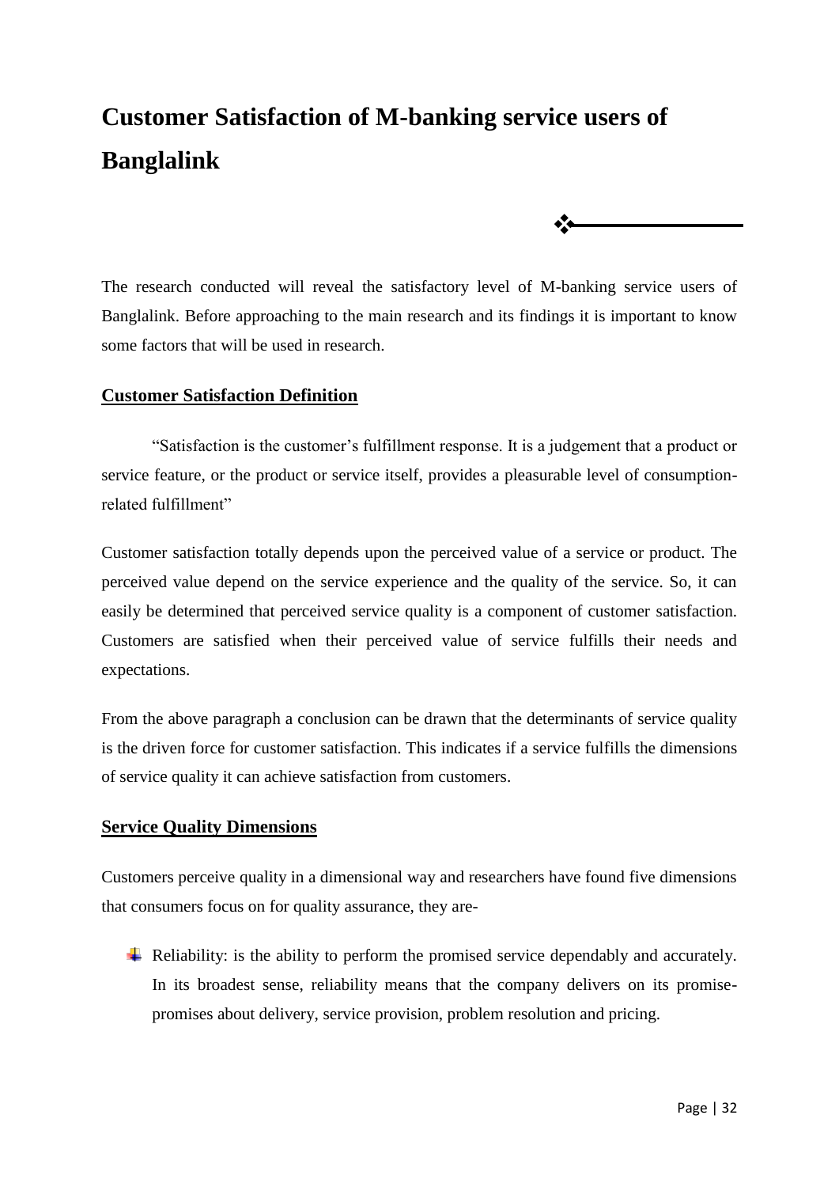# Customer Satisfaction of M-banking service users of Banglalink

The research conducted will reveal the satisfactory level of M-banking service users of Banglalink. Before approaching to the main research and its findings it is important to know some factors that will be used in research.

## Customer Satisfaction Definition

"Satisfaction is the customer's fulfillment response. It is a judgement that a product or service feature, or the product or service itself, provides a pleasurable level of consumption-related fulfillment"

Customer satisfaction totally depends upon the perceived value of a service or product. The perceived value depend on the service experience and the quality of the service. So, it can easily be determined that perceived service quality is a component of customer satisfaction. Customers are satisfied when their perceived value of service fulfills their needs and expectations.

From the above paragraph a conclusion can be drawn that the determinants of service quality is the driven force for customer satisfaction. This indicates if a service fulfills the dimensions of service quality it can achieve satisfaction from customers.

## Service Quality Dimensions

Customers perceive quality in a dimensional way and researchers have found five dimensions that consumers focus on for quality assurance, they are-

- Reliability: is the ability to perform the promised service dependably and accurately. In its broadest sense, reliability means that the company delivers on its promise-promises about delivery, service provision, problem resolution and pricing.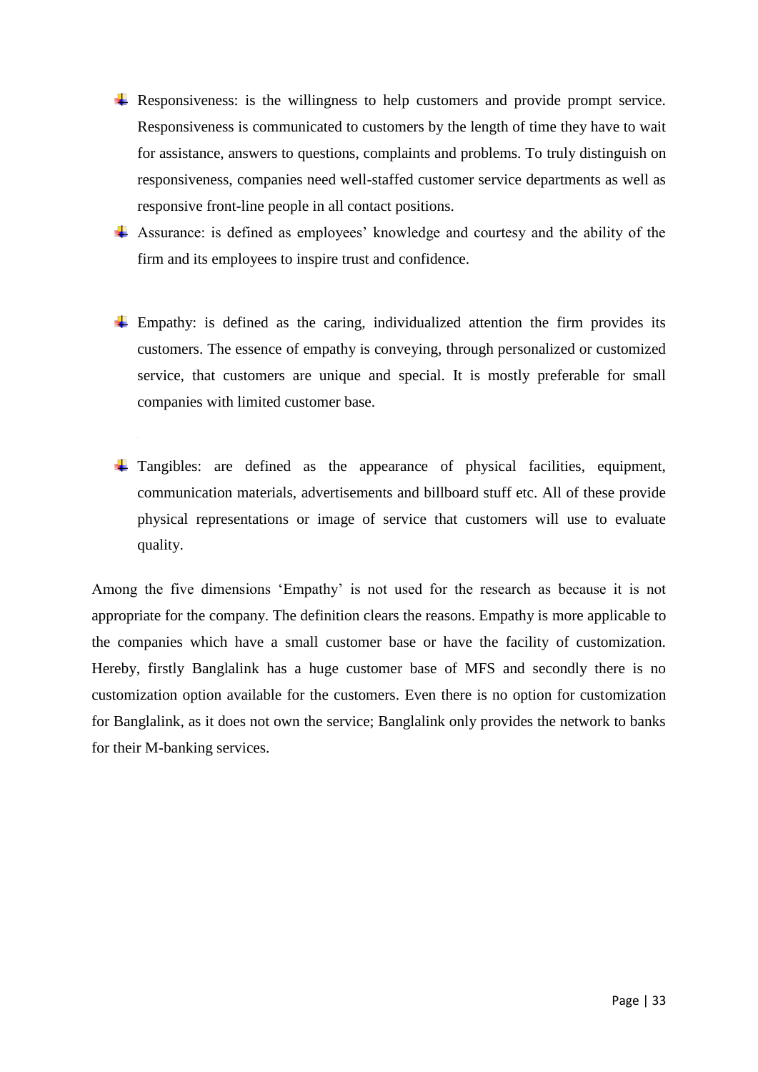- Responsiveness: is the willingness to help customers and provide prompt service. Responsiveness is communicated to customers by the length of time they have to wait for assistance, answers to questions, complaints and problems. To truly distinguish on responsiveness, companies need well-staffed customer service departments as well as responsive front-line people in all contact positions.
- Assurance: is defined as employees' knowledge and courtesy and the ability of the firm and its employees to inspire trust and confidence.
- Empathy: is defined as the caring, individualized attention the firm provides its customers. The essence of empathy is conveying, through personalized or customized service, that customers are unique and special. It is mostly preferable for small companies with limited customer base.
- Tangibles: are defined as the appearance of physical facilities, equipment, communication materials, advertisements and billboard stuff etc. All of these provide physical representations or image of service that customers will use to evaluate quality.

Among the five dimensions 'Empathy' is not used for the research as because it is not appropriate for the company. The definition clears the reasons. Empathy is more applicable to the companies which have a small customer base or have the facility of customization. Hereby, firstly Banglalink has a huge customer base of MFS and secondly there is no customization option available for the customers. Even there is no option for customization for Banglalink, as it does not own the service; Banglalink only provides the network to banks for their M-banking services.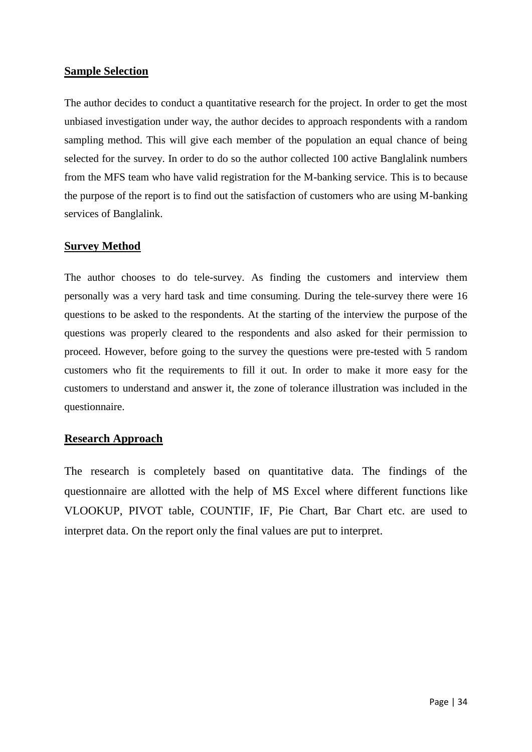## Sample Selection

The author decides to conduct a quantitative research for the project. In order to get the most unbiased investigation under way, the author decides to approach respondents with a random sampling method. This will give each member of the population an equal chance of being selected for the survey. In order to do so the author collected 100 active Banglalink numbers from the MFS team who have valid registration for the M-banking service. This is to because the purpose of the report is to find out the satisfaction of customers who are using M-banking services of Banglalink.

## Survey Method

The author chooses to do tele-survey. As finding the customers and interview them personally was a very hard task and time consuming. During the tele-survey there were 16 questions to be asked to the respondents. At the starting of the interview the purpose of the questions was properly cleared to the respondents and also asked for their permission to proceed. However, before going to the survey the questions were pre-tested with 5 random customers who fit the requirements to fill it out. In order to make it more easy for the customers to understand and answer it, the zone of tolerance illustration was included in the questionnaire.

## Research Approach

The research is completely based on quantitative data. The findings of the questionnaire are allotted with the help of MS Excel where different functions like VLOOKUP, PIVOT table, COUNTIF, IF, Pie Chart, Bar Chart etc. are used to interpret data. On the report only the final values are put to interpret.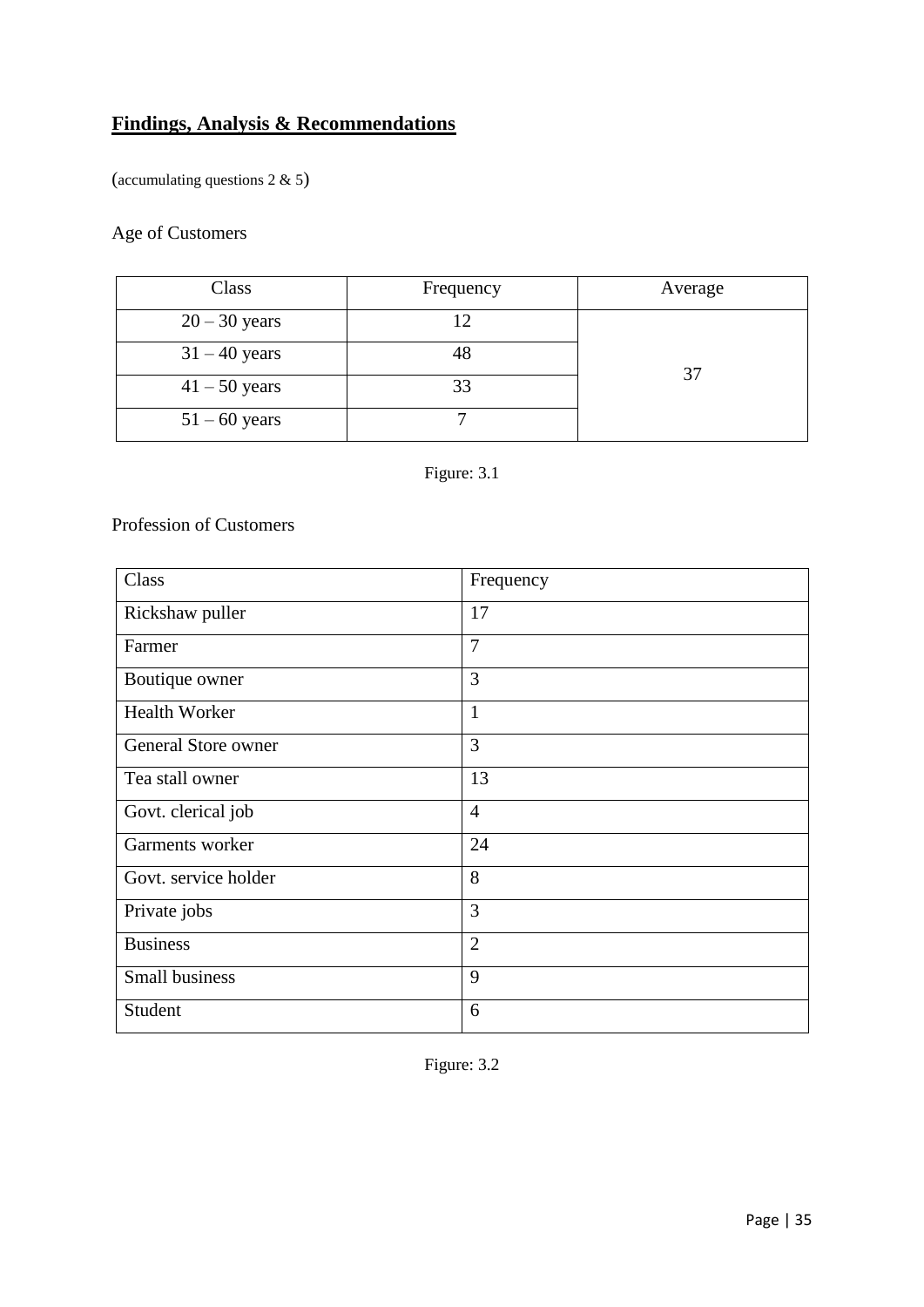## **Findings, Analysis & Recommendations**

(accumulating questions 2 & 5)

Age of Customers

| Class | Frequency | Average |
|---|---|---|
| 20 – 30 years | 12 | 37 |
| 31 – 40 years | 48 | |
| 41 – 50 years | 33 | |
| 51 – 60 years | 7 | |

Figure: 3.1

Profession of Customers

| Class | Frequency |
|---|---|
| Rickshaw puller | 17 |
| Farmer | 7 |
| Boutique owner | 3 |
| Health Worker | 1 |
| General Store owner | 3 |
| Tea stall owner | 13 |
| Govt. clerical job | 4 |
| Garments worker | 24 |
| Govt. service holder | 8 |
| Private jobs | 3 |
| Business | 2 |
| Small business | 9 |
| Student | 6 |

Figure: 3.2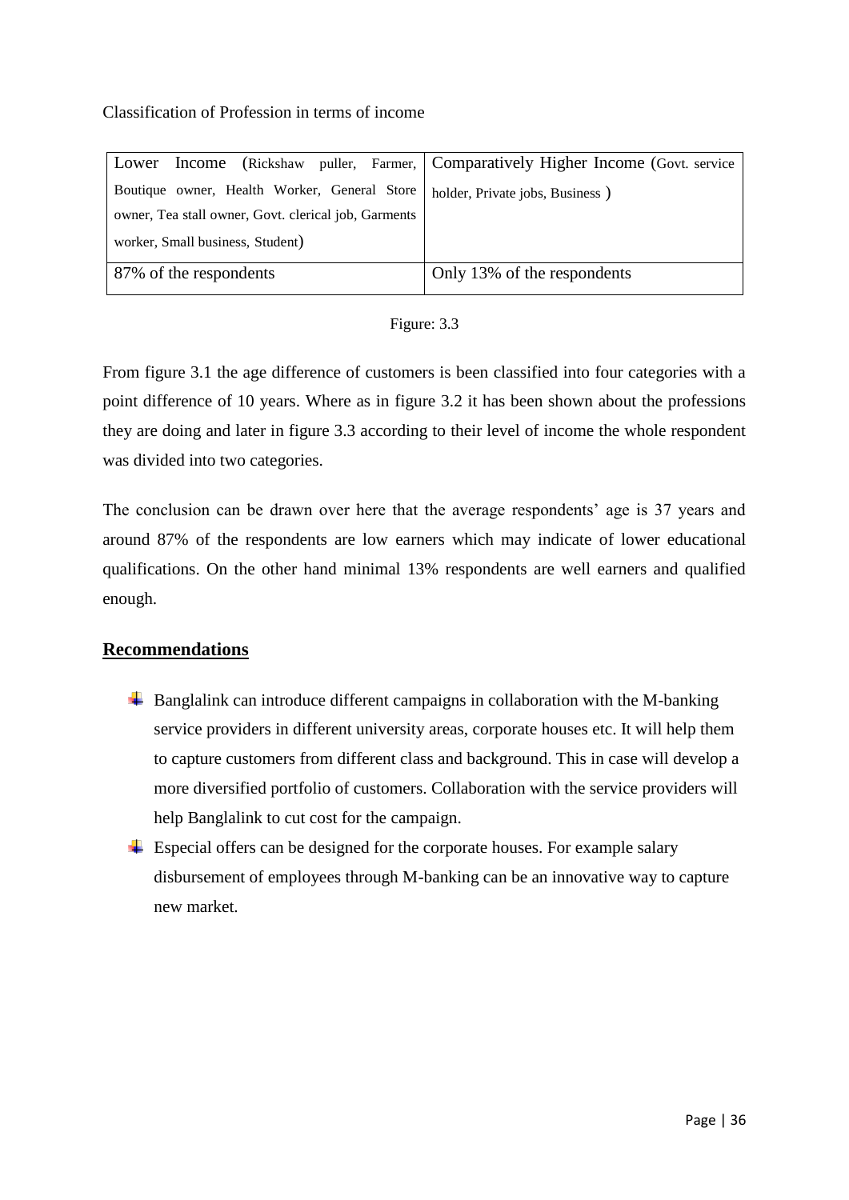Classification of Profession in terms of income

| Lower Income (Rickshaw puller, Farmer, Boutique owner, Health Worker, General Store owner, Tea stall owner, Govt. clerical job, Garments worker, Small business, Student) | Comparatively Higher Income (Govt. service holder, Private jobs, Business ) |
|---|---|
| 87% of the respondents | Only 13% of the respondents |

Figure: 3.3

From figure 3.1 the age difference of customers is been classified into four categories with a point difference of 10 years. Where as in figure 3.2 it has been shown about the professions they are doing and later in figure 3.3 according to their level of income the whole respondent was divided into two categories.

The conclusion can be drawn over here that the average respondents' age is 37 years and around 87% of the respondents are low earners which may indicate of lower educational qualifications. On the other hand minimal 13% respondents are well earners and qualified enough.

## Recommendations

- Banglalink can introduce different campaigns in collaboration with the M-banking service providers in different university areas, corporate houses etc. It will help them to capture customers from different class and background. This in case will develop a more diversified portfolio of customers. Collaboration with the service providers will help Banglalink to cut cost for the campaign.
- Especial offers can be designed for the corporate houses. For example salary disbursement of employees through M-banking can be an innovative way to capture new market.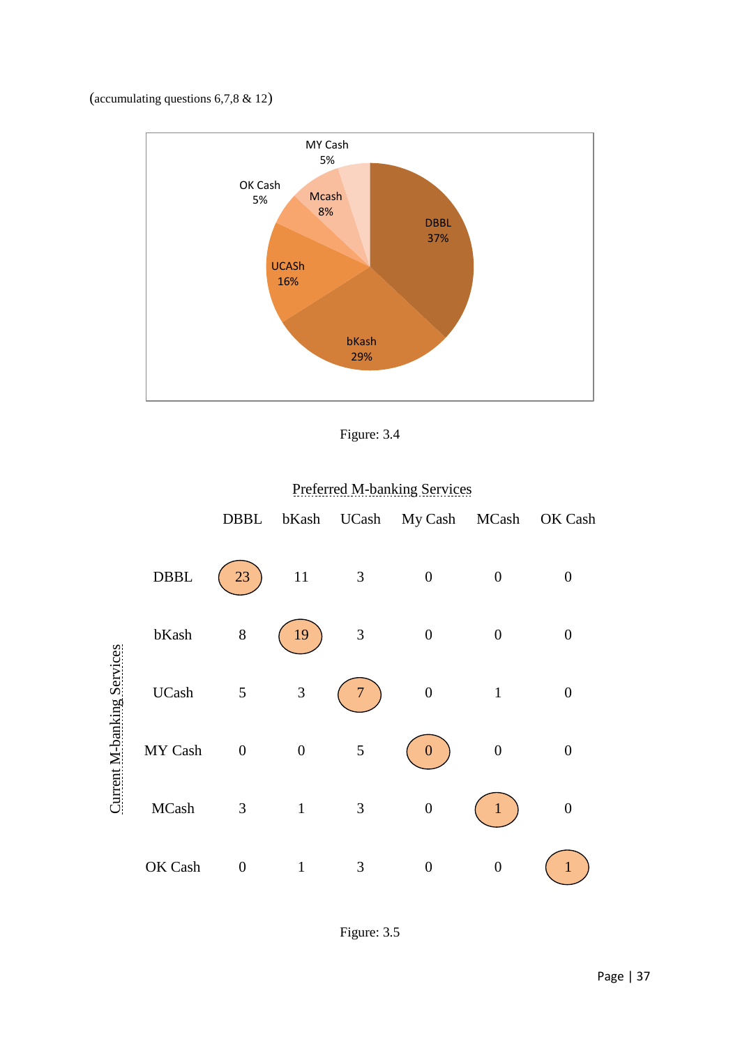(accumulating questions 6,7,8 & 12)

| Service | Share |
|---|---|
| DBBL | 37% |
| bKash | 29% |
| UCASh | 16% |
| Mcash | 8% |
| OK Cash | 5% |
| MY Cash | 5% |

Figure: 3.4

**Preferred M-banking Services** (columns) vs. **Current M-banking Services** (rows)

| Current \ Preferred | DBBL | bKash | UCash | My Cash | MCash | OK Cash |
|---|---|---|---|---|---|---|
| DBBL | 23 | 11 | 3 | 0 | 0 | 0 |
| bKash | 8 | 19 | 3 | 0 | 0 | 0 |
| UCash | 5 | 3 | 7 | 0 | 1 | 0 |
| MY Cash | 0 | 0 | 5 | 0 | 0 | 0 |
| MCash | 3 | 1 | 3 | 0 | 1 | 0 |
| OK Cash | 0 | 1 | 3 | 0 | 0 | 1 |

Figure: 3.5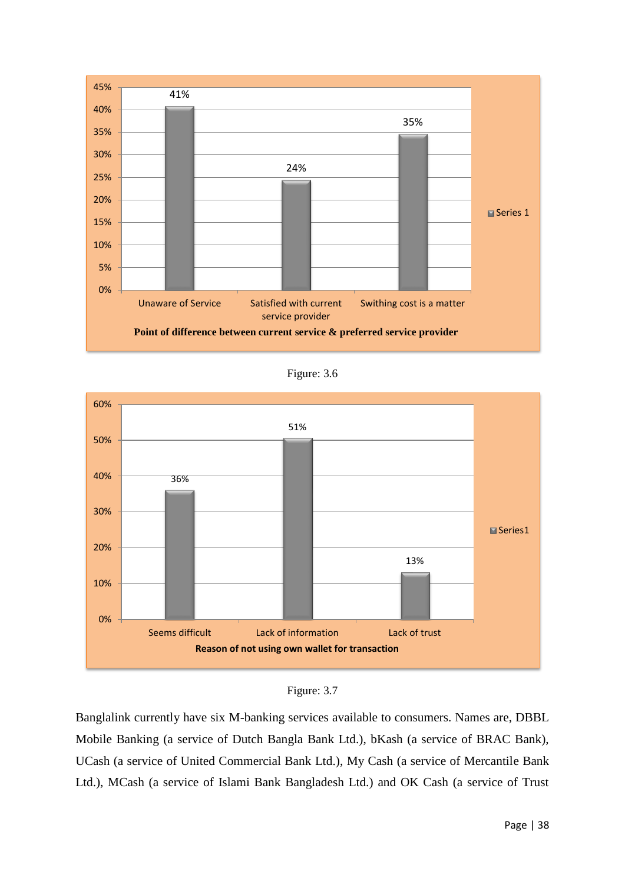| Point of difference between current service & preferred service provider | Series 1 |
|---|---|
| Unaware of Service | 41% |
| Satisfied with current service provider | 24% |
| Swithing cost is a matter | 35% |

Figure: 3.6

| Reason of not using own wallet for transaction | Series1 |
|---|---|
| Seems difficult | 36% |
| Lack of information | 51% |
| Lack of trust | 13% |

Figure: 3.7

Banglalink currently have six M-banking services available to consumers. Names are, DBBL Mobile Banking (a service of Dutch Bangla Bank Ltd.), bKash (a service of BRAC Bank), UCash (a service of United Commercial Bank Ltd.), My Cash (a service of Mercantile Bank Ltd.), MCash (a service of Islami Bank Bangladesh Ltd.) and OK Cash (a service of Trust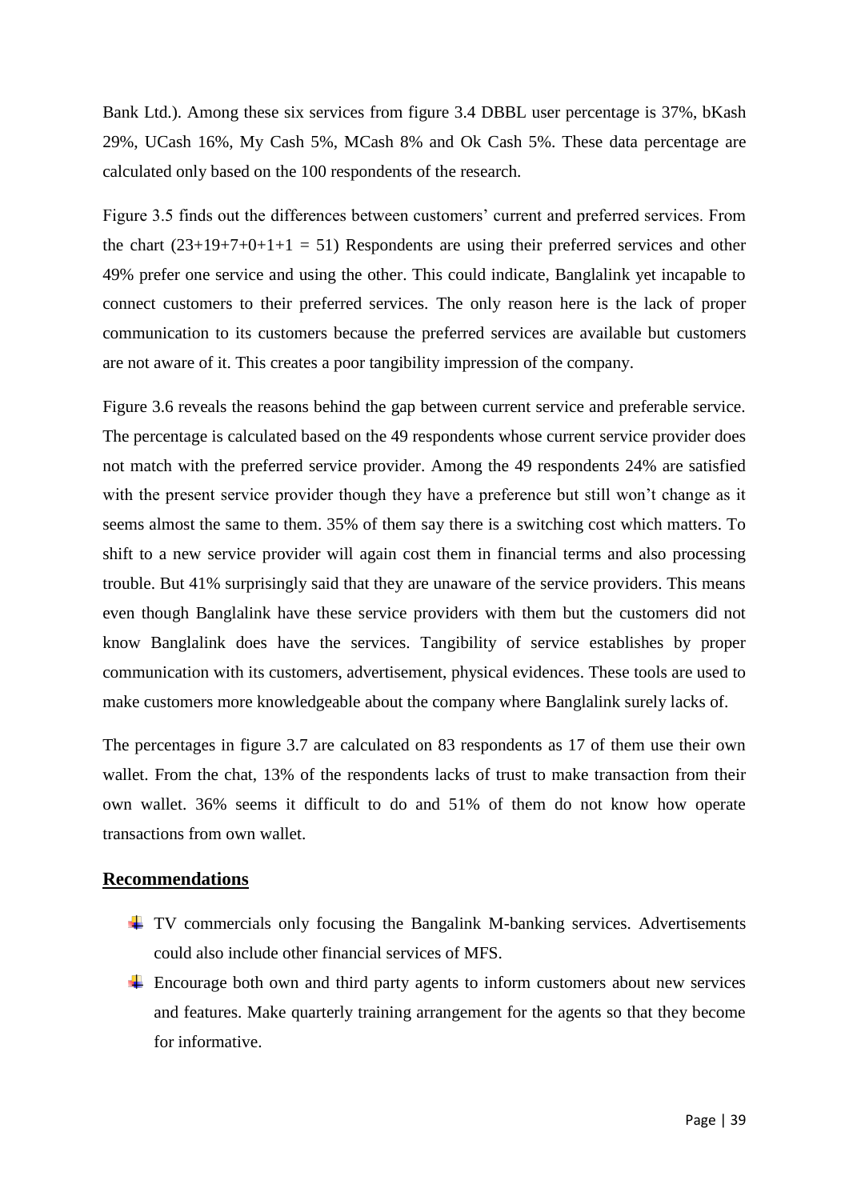Bank Ltd.). Among these six services from figure 3.4 DBBL user percentage is 37%, bKash 29%, UCash 16%, My Cash 5%, MCash 8% and Ok Cash 5%. These data percentage are calculated only based on the 100 respondents of the research.

Figure 3.5 finds out the differences between customers' current and preferred services. From the chart (23+19+7+0+1+1 = 51) Respondents are using their preferred services and other 49% prefer one service and using the other. This could indicate, Banglalink yet incapable to connect customers to their preferred services. The only reason here is the lack of proper communication to its customers because the preferred services are available but customers are not aware of it. This creates a poor tangibility impression of the company.

Figure 3.6 reveals the reasons behind the gap between current service and preferable service. The percentage is calculated based on the 49 respondents whose current service provider does not match with the preferred service provider. Among the 49 respondents 24% are satisfied with the present service provider though they have a preference but still won't change as it seems almost the same to them. 35% of them say there is a switching cost which matters. To shift to a new service provider will again cost them in financial terms and also processing trouble. But 41% surprisingly said that they are unaware of the service providers. This means even though Banglalink have these service providers with them but the customers did not know Banglalink does have the services. Tangibility of service establishes by proper communication with its customers, advertisement, physical evidences. These tools are used to make customers more knowledgeable about the company where Banglalink surely lacks of.

The percentages in figure 3.7 are calculated on 83 respondents as 17 of them use their own wallet. From the chat, 13% of the respondents lacks of trust to make transaction from their own wallet. 36% seems it difficult to do and 51% of them do not know how operate transactions from own wallet.

## Recommendations

- TV commercials only focusing the Bangalink M-banking services. Advertisements could also include other financial services of MFS.
- Encourage both own and third party agents to inform customers about new services and features. Make quarterly training arrangement for the agents so that they become for informative.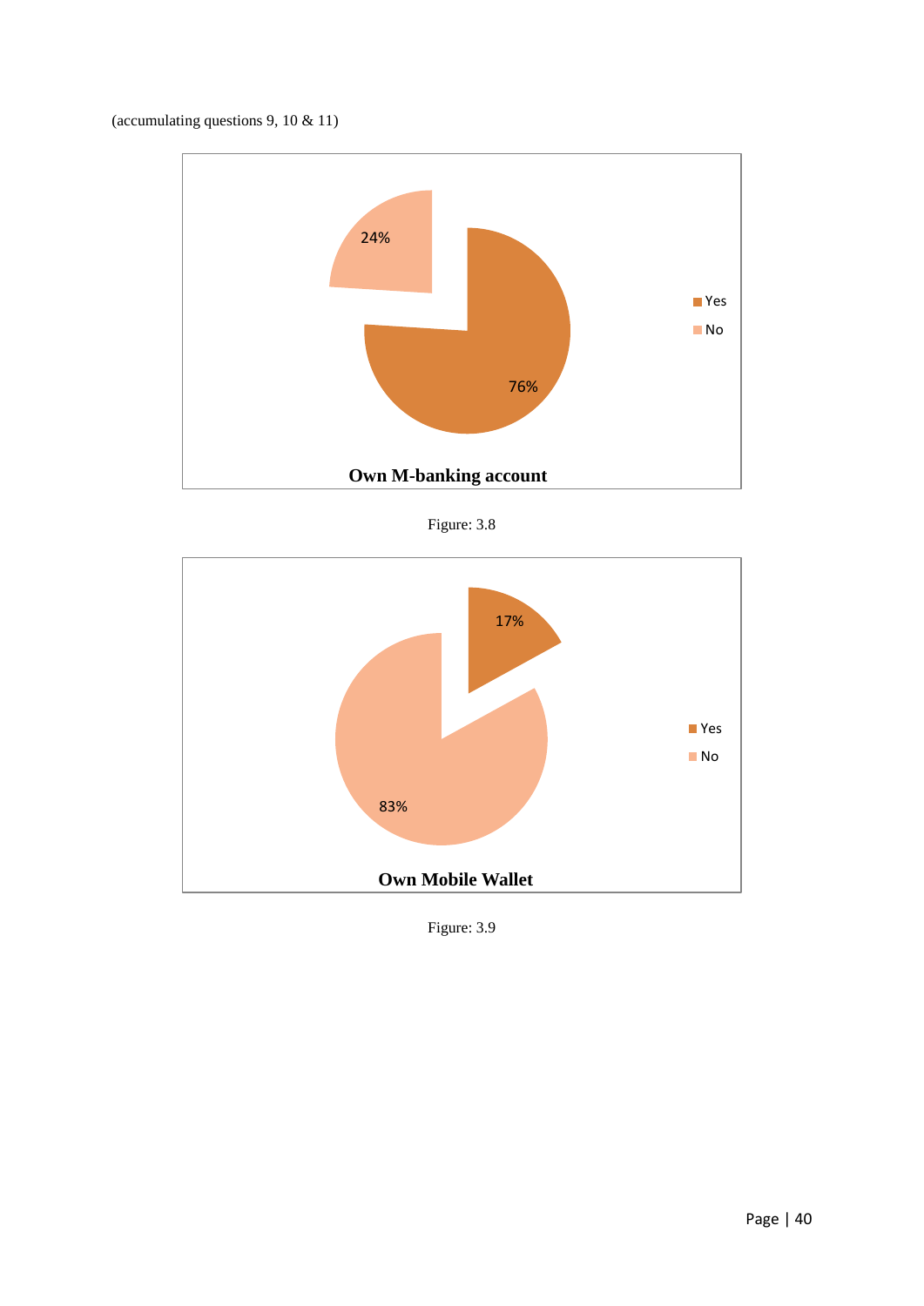(accumulating questions 9, 10 & 11)

**Own M-banking account**

- Yes: 76%
- No: 24%

Figure: 3.8

**Own Mobile Wallet**

- Yes: 17%
- No: 83%

Figure: 3.9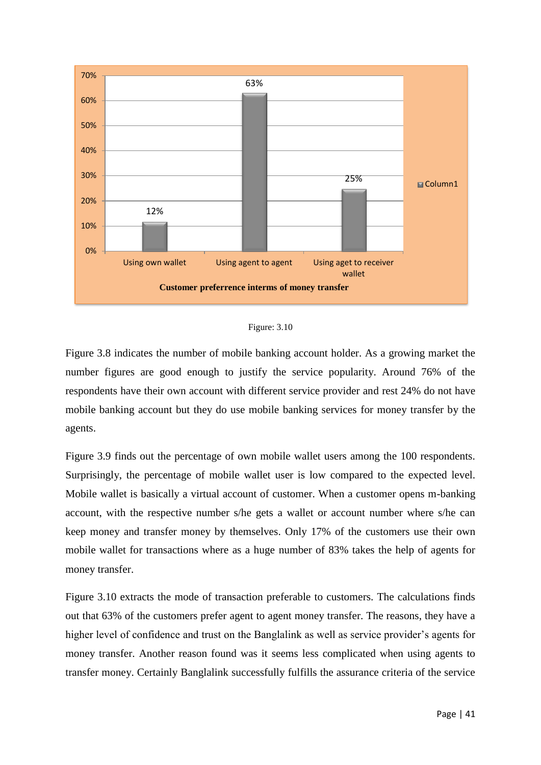| Customer preferrence interms of money transfer | Column1 |
|---|---|
| Using own wallet | 12% |
| Using agent to agent | 63% |
| Using aget to receiver wallet | 25% |

Figure: 3.10

Figure 3.8 indicates the number of mobile banking account holder. As a growing market the number figures are good enough to justify the service popularity. Around 76% of the respondents have their own account with different service provider and rest 24% do not have mobile banking account but they do use mobile banking services for money transfer by the agents.

Figure 3.9 finds out the percentage of own mobile wallet users among the 100 respondents. Surprisingly, the percentage of mobile wallet user is low compared to the expected level. Mobile wallet is basically a virtual account of customer. When a customer opens m-banking account, with the respective number s/he gets a wallet or account number where s/he can keep money and transfer money by themselves. Only 17% of the customers use their own mobile wallet for transactions where as a huge number of 83% takes the help of agents for money transfer.

Figure 3.10 extracts the mode of transaction preferable to customers. The calculations finds out that 63% of the customers prefer agent to agent money transfer. The reasons, they have a higher level of confidence and trust on the Banglalink as well as service provider's agents for money transfer. Another reason found was it seems less complicated when using agents to transfer money. Certainly Banglalink successfully fulfills the assurance criteria of the service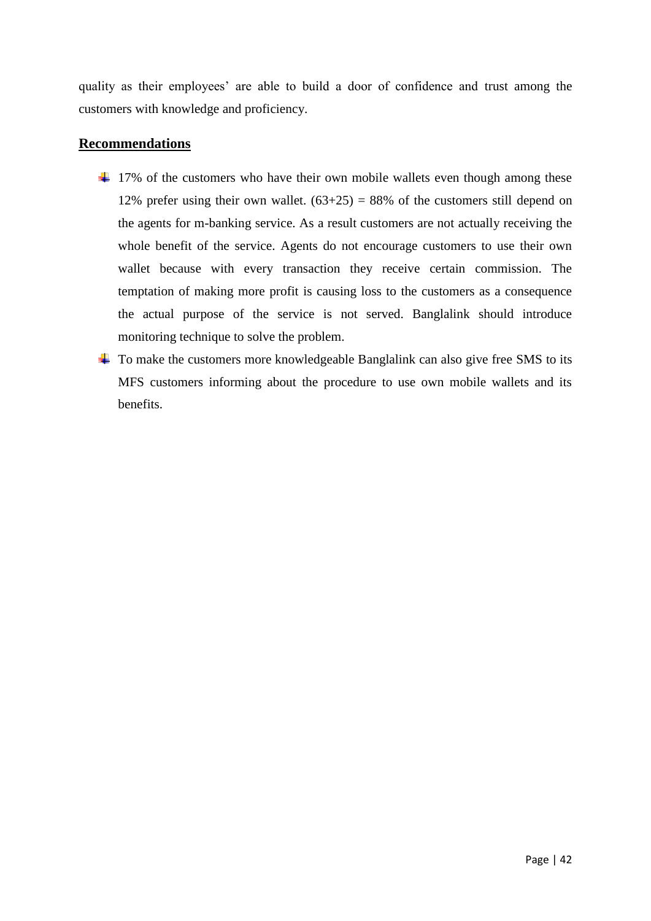quality as their employees' are able to build a door of confidence and trust among the customers with knowledge and proficiency.

## Recommendations

- 17% of the customers who have their own mobile wallets even though among these 12% prefer using their own wallet. (63+25) = 88% of the customers still depend on the agents for m-banking service. As a result customers are not actually receiving the whole benefit of the service. Agents do not encourage customers to use their own wallet because with every transaction they receive certain commission. The temptation of making more profit is causing loss to the customers as a consequence the actual purpose of the service is not served. Banglalink should introduce monitoring technique to solve the problem.
- To make the customers more knowledgeable Banglalink can also give free SMS to its MFS customers informing about the procedure to use own mobile wallets and its benefits.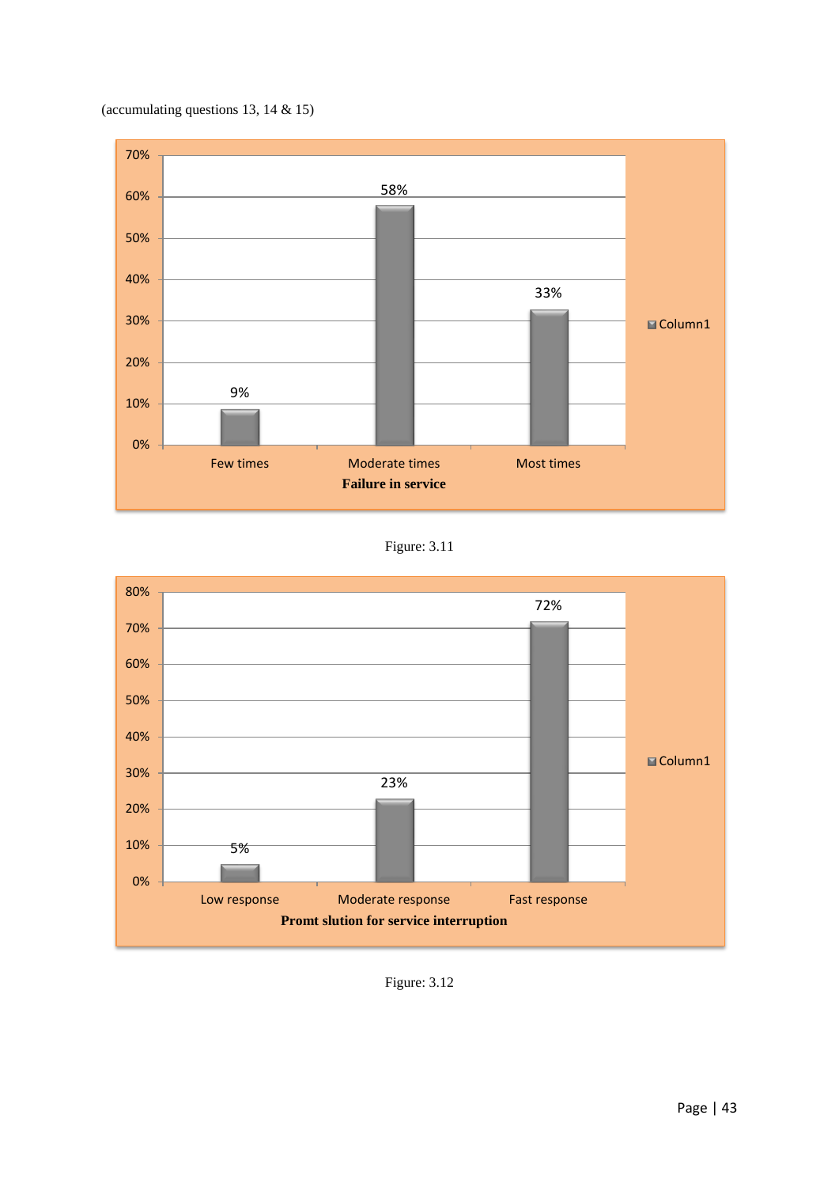(accumulating questions 13, 14 & 15)

| Failure in service | Column1 |
|---|---|
| Few times | 9% |
| Moderate times | 58% |
| Most times | 33% |

Figure: 3.11

| Promt slution for service interruption | Column1 |
|---|---|
| Low response | 5% |
| Moderate response | 23% |
| Fast response | 72% |

Figure: 3.12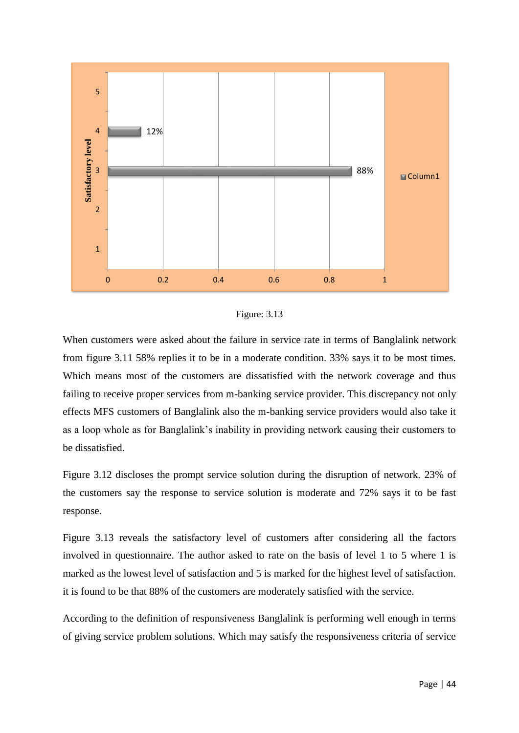Figure: 3.13

When customers were asked about the failure in service rate in terms of Banglalink network from figure 3.11 58% replies it to be in a moderate condition. 33% says it to be most times. Which means most of the customers are dissatisfied with the network coverage and thus failing to receive proper services from m-banking service provider. This discrepancy not only effects MFS customers of Banglalink also the m-banking service providers would also take it as a loop whole as for Banglalink's inability in providing network causing their customers to be dissatisfied.

Figure 3.12 discloses the prompt service solution during the disruption of network. 23% of the customers say the response to service solution is moderate and 72% says it to be fast response.

Figure 3.13 reveals the satisfactory level of customers after considering all the factors involved in questionnaire. The author asked to rate on the basis of level 1 to 5 where 1 is marked as the lowest level of satisfaction and 5 is marked for the highest level of satisfaction. it is found to be that 88% of the customers are moderately satisfied with the service.

According to the definition of responsiveness Banglalink is performing well enough in terms of giving service problem solutions. Which may satisfy the responsiveness criteria of service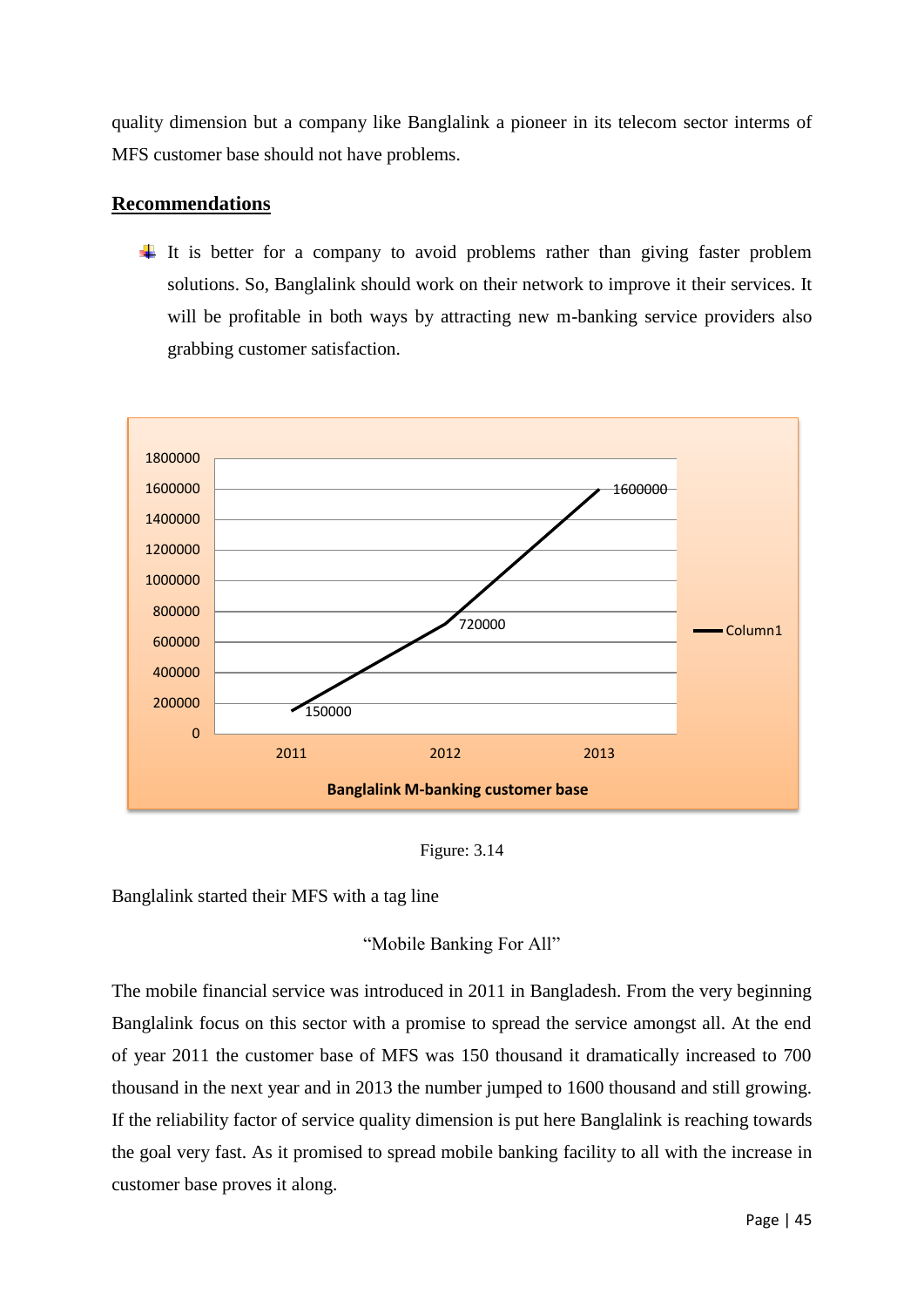quality dimension but a company like Banglalink a pioneer in its telecom sector interms of MFS customer base should not have problems.

## Recommendations

- It is better for a company to avoid problems rather than giving faster problem solutions. So, Banglalink should work on their network to improve it their services. It will be profitable in both ways by attracting new m-banking service providers also grabbing customer satisfaction.

| Year | Column1 |
|---|---|
| 2011 | 150000 |
| 2012 | 720000 |
| 2013 | 1600000 |

Banglalink M-banking customer base

Figure: 3.14

Banglalink started their MFS with a tag line

"Mobile Banking For All"

The mobile financial service was introduced in 2011 in Bangladesh. From the very beginning Banglalink focus on this sector with a promise to spread the service amongst all. At the end of year 2011 the customer base of MFS was 150 thousand it dramatically increased to 700 thousand in the next year and in 2013 the number jumped to 1600 thousand and still growing. If the reliability factor of service quality dimension is put here Banglalink is reaching towards the goal very fast. As it promised to spread mobile banking facility to all with the increase in customer base proves it along.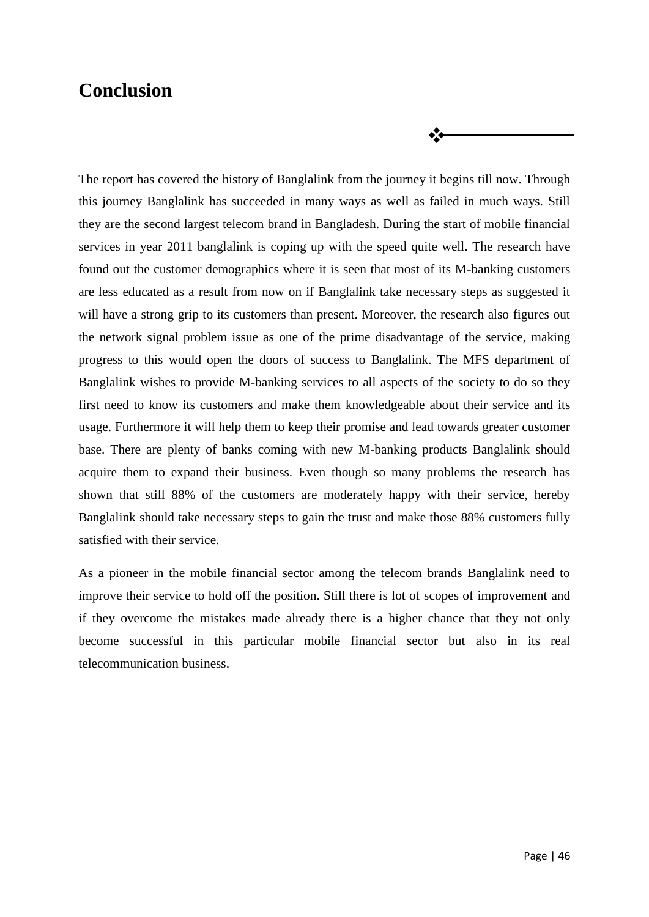# Conclusion

The report has covered the history of Banglalink from the journey it begins till now. Through this journey Banglalink has succeeded in many ways as well as failed in much ways. Still they are the second largest telecom brand in Bangladesh. During the start of mobile financial services in year 2011 banglalink is coping up with the speed quite well. The research have found out the customer demographics where it is seen that most of its M-banking customers are less educated as a result from now on if Banglalink take necessary steps as suggested it will have a strong grip to its customers than present. Moreover, the research also figures out the network signal problem issue as one of the prime disadvantage of the service, making progress to this would open the doors of success to Banglalink. The MFS department of Banglalink wishes to provide M-banking services to all aspects of the society to do so they first need to know its customers and make them knowledgeable about their service and its usage. Furthermore it will help them to keep their promise and lead towards greater customer base. There are plenty of banks coming with new M-banking products Banglalink should acquire them to expand their business. Even though so many problems the research has shown that still 88% of the customers are moderately happy with their service, hereby Banglalink should take necessary steps to gain the trust and make those 88% customers fully satisfied with their service.

As a pioneer in the mobile financial sector among the telecom brands Banglalink need to improve their service to hold off the position. Still there is lot of scopes of improvement and if they overcome the mistakes made already there is a higher chance that they not only become successful in this particular mobile financial sector but also in its real telecommunication business.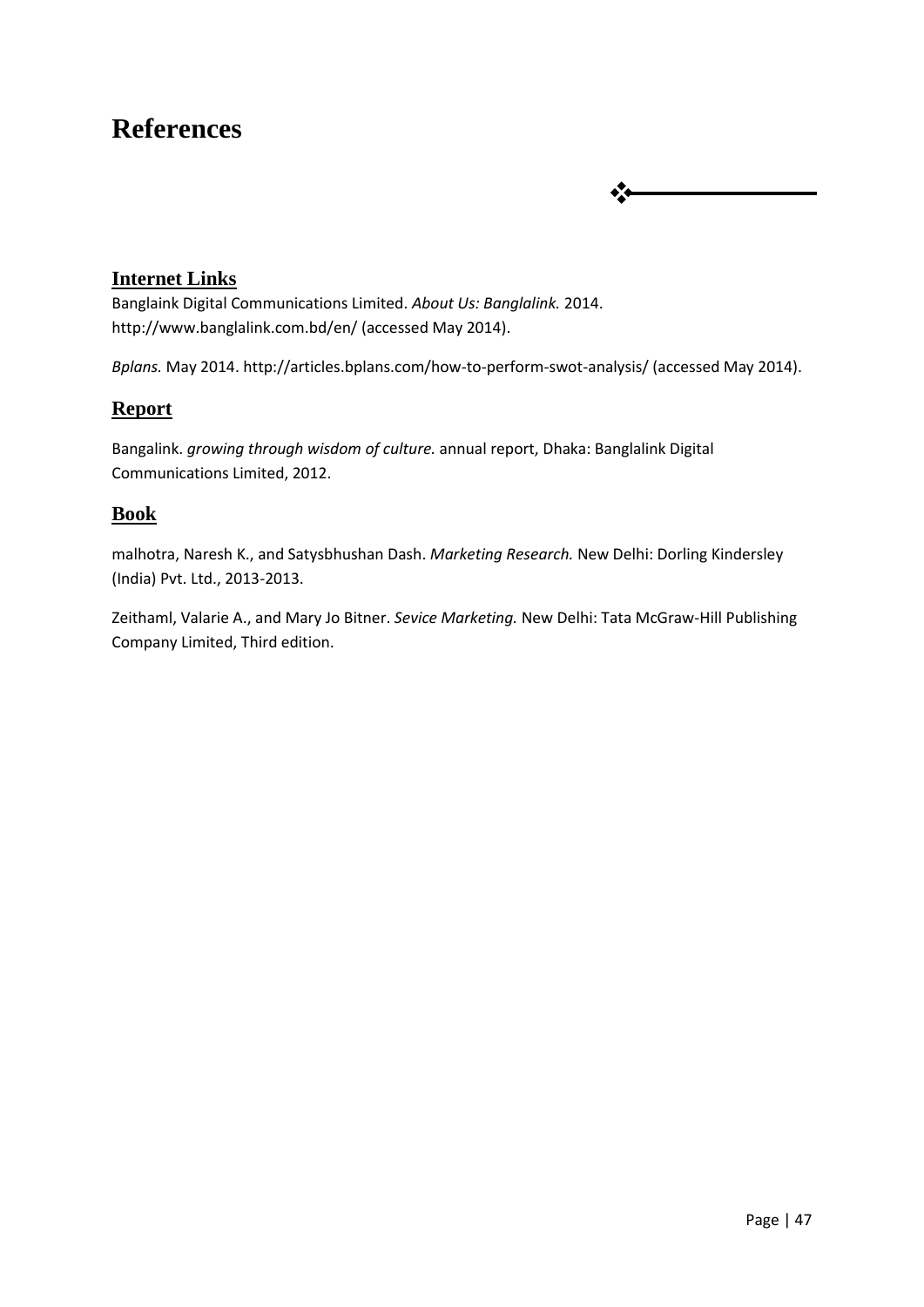# References

## Internet Links

Banglaink Digital Communications Limited. *About Us: Banglalink.* 2014. http://www.banglalink.com.bd/en/ (accessed May 2014).

*Bplans.* May 2014. http://articles.bplans.com/how-to-perform-swot-analysis/ (accessed May 2014).

## Report

Bangalink. *growing through wisdom of culture.* annual report, Dhaka: Banglalink Digital Communications Limited, 2012.

## Book

malhotra, Naresh K., and Satysbhushan Dash. *Marketing Research.* New Delhi: Dorling Kindersley (India) Pvt. Ltd., 2013-2013.

Zeithaml, Valarie A., and Mary Jo Bitner. *Sevice Marketing.* New Delhi: Tata McGraw-Hill Publishing Company Limited, Third edition.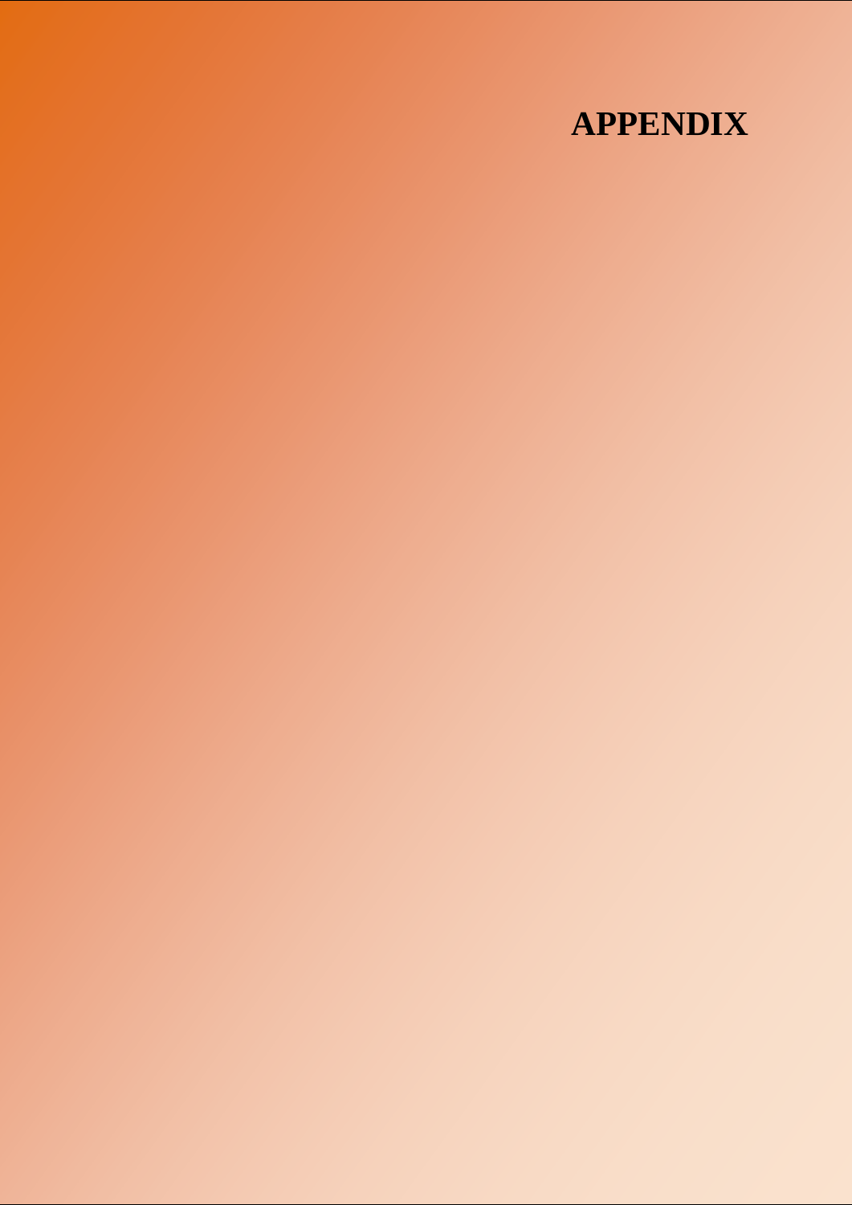# APPENDIX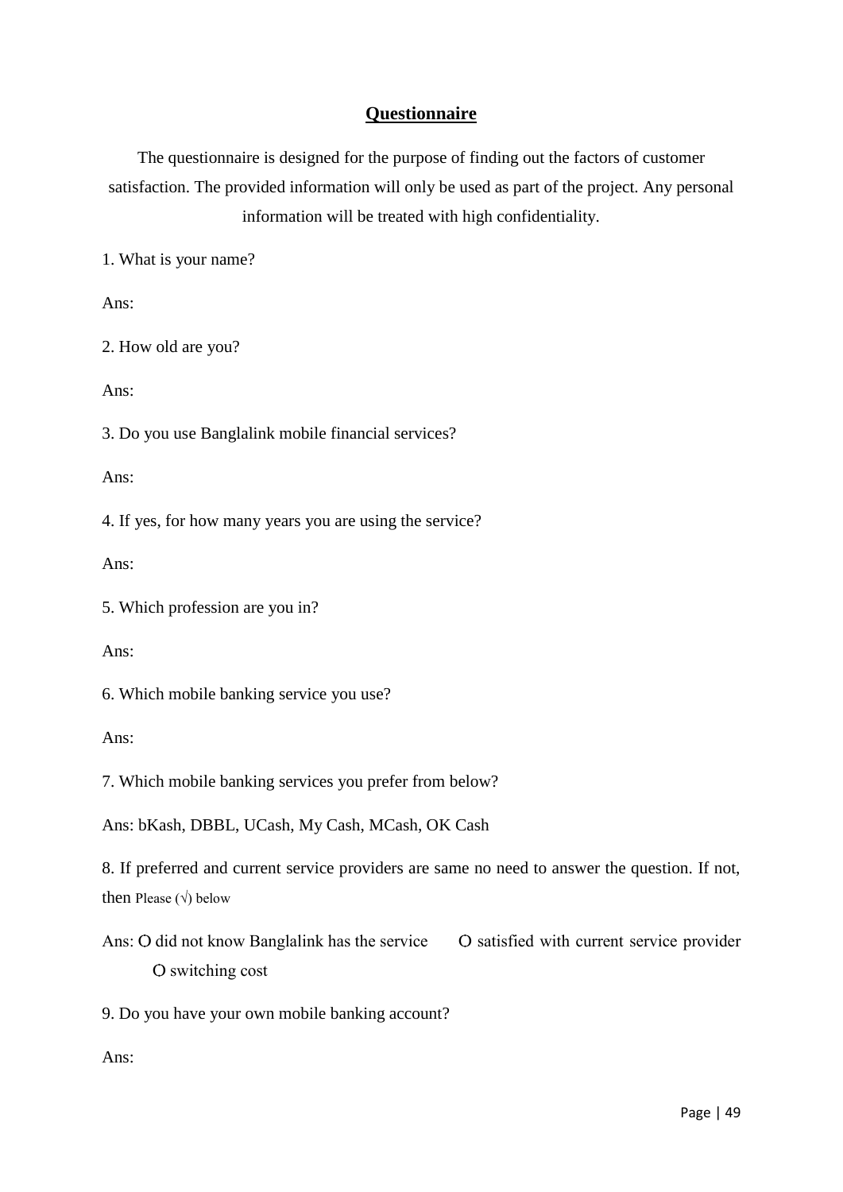## Questionnaire

The questionnaire is designed for the purpose of finding out the factors of customer satisfaction. The provided information will only be used as part of the project. Any personal information will be treated with high confidentiality.

1. What is your name?

Ans:

2. How old are you?

Ans:

3. Do you use Banglalink mobile financial services?

Ans:

4. If yes, for how many years you are using the service?

Ans:

5. Which profession are you in?

Ans:

6. Which mobile banking service you use?

Ans:

7. Which mobile banking services you prefer from below?

Ans: bKash, DBBL, UCash, My Cash, MCash, OK Cash

8. If preferred and current service providers are same no need to answer the question. If not, then Please (√) below

Ans: O did not know Banglalink has the service O satisfied with current service provider O switching cost

9. Do you have your own mobile banking account?

Ans: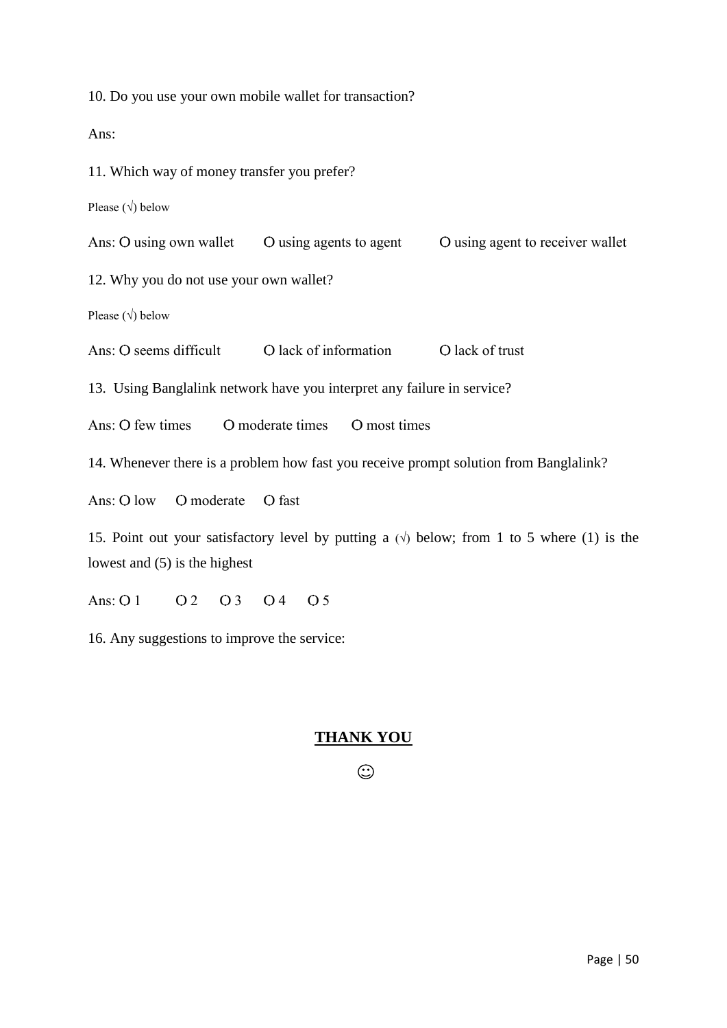10. Do you use your own mobile wallet for transaction?

Ans:

11. Which way of money transfer you prefer?

Please (√) below

Ans: O using own wallet O using agents to agent O using agent to receiver wallet

12. Why you do not use your own wallet?

Please (√) below

Ans: O seems difficult O lack of information O lack of trust

13. Using Banglalink network have you interpret any failure in service?

Ans: O few times O moderate times O most times

14. Whenever there is a problem how fast you receive prompt solution from Banglalink?

Ans: O low O moderate O fast

15. Point out your satisfactory level by putting a (√) below; from 1 to 5 where (1) is the lowest and (5) is the highest

Ans: O 1 O 2 O 3 O 4 O 5

16. Any suggestions to improve the service:

**THANK YOU**

☺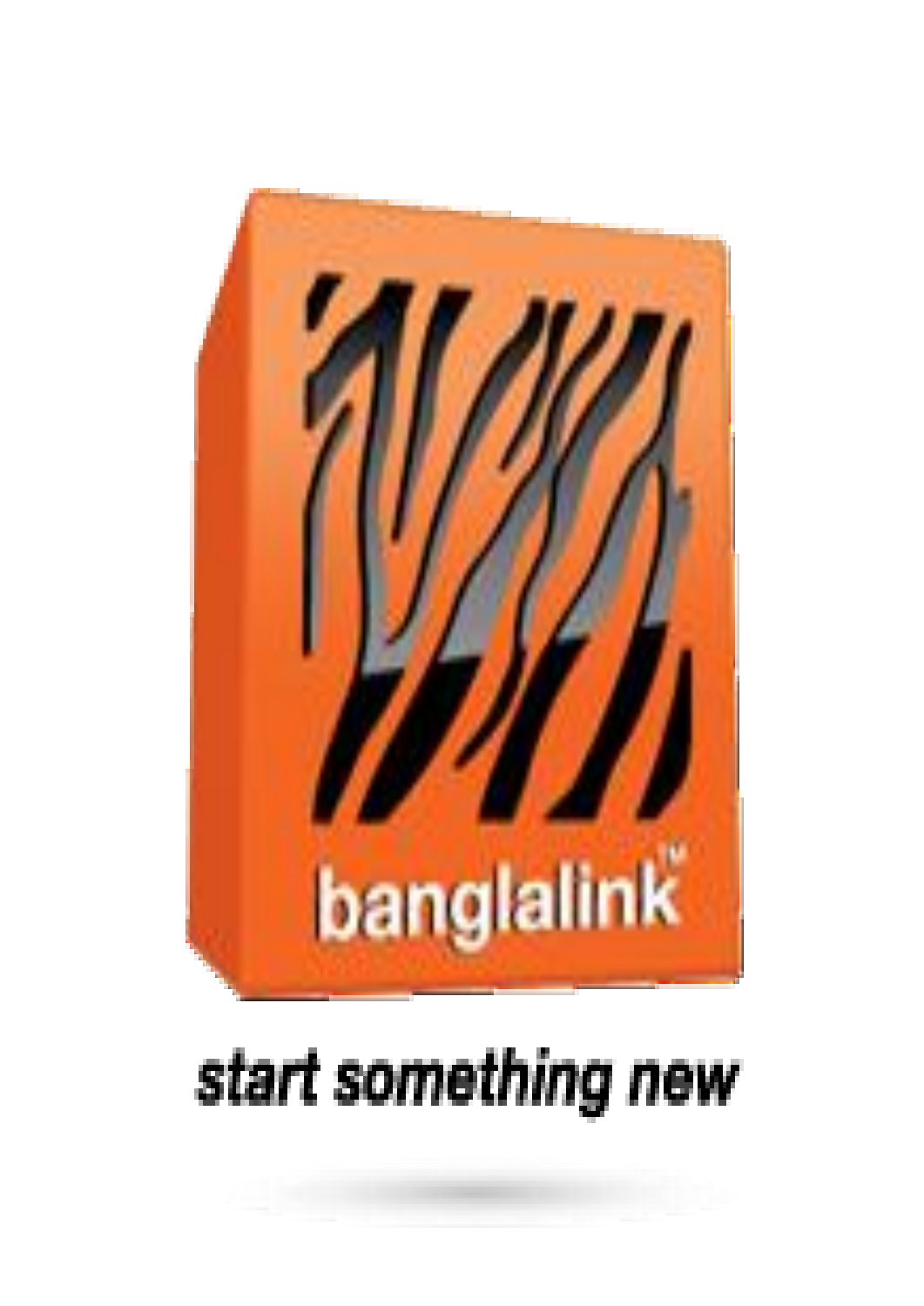banglalink™

*start something new*